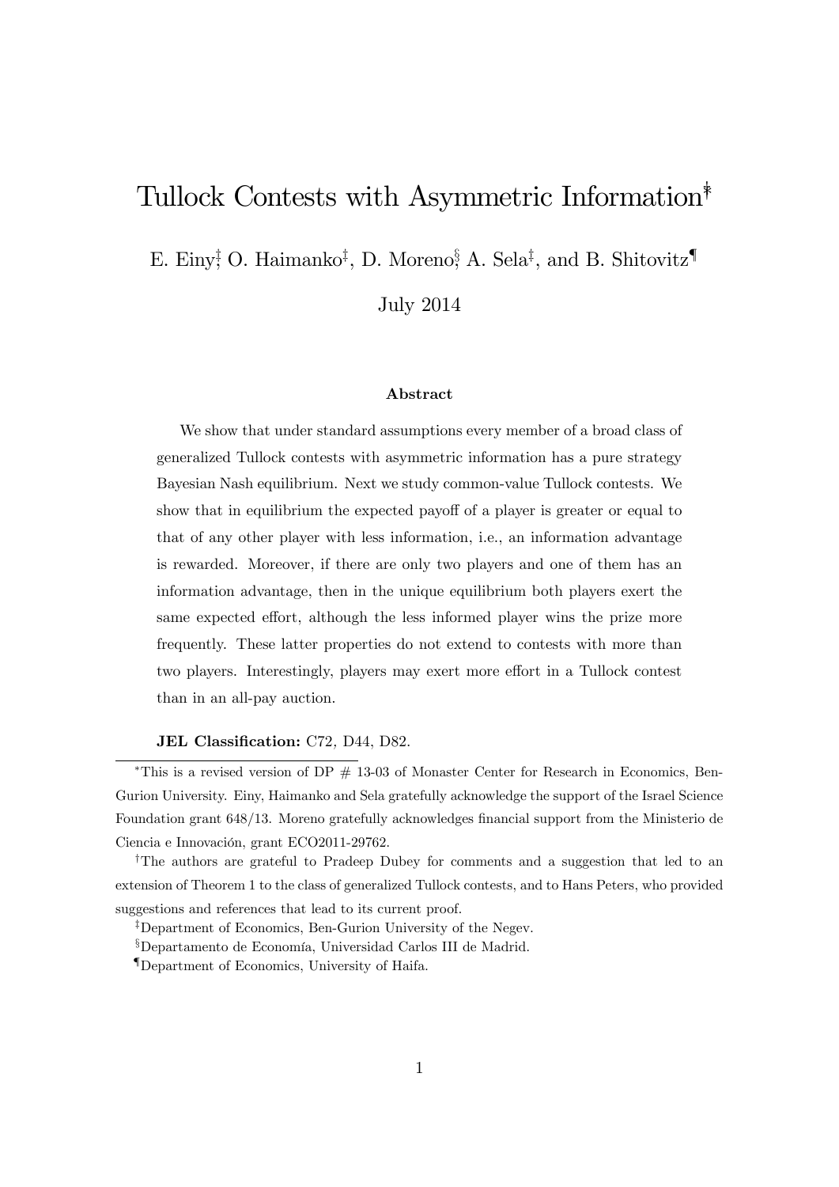# Tullock Contests with Asymmetric Information[*,†]

E. Einy[‡], O. Haimanko[‡], D. Moreno[§], A. Sela[‡], and B. Shitovitz[¶]

July 2014

### Abstract

We show that under standard assumptions every member of a broad class of generalized Tullock contests with asymmetric information has a pure strategy Bayesian Nash equilibrium. Next we study common-value Tullock contests. We show that in equilibrium the expected payoff of a player is greater or equal to that of any other player with less information, i.e., an information advantage is rewarded. Moreover, if there are only two players and one of them has an information advantage, then in the unique equilibrium both players exert the same expected effort, although the less informed player wins the prize more frequently. These latter properties do not extend to contests with more than two players. Interestingly, players may exert more effort in a Tullock contest than in an all-pay auction.

**JEL Classification:** C72, D44, D82.

---

[*] This is a revised version of DP # 13-03 of Monaster Center for Research in Economics, Ben-Gurion University. Einy, Haimanko and Sela gratefully acknowledge the support of the Israel Science Foundation grant 648/13. Moreno gratefully acknowledges financial support from the Ministerio de Ciencia e Innovación, grant ECO2011-29762.

[†] The authors are grateful to Pradeep Dubey for comments and a suggestion that led to an extension of Theorem 1 to the class of generalized Tullock contests, and to Hans Peters, who provided suggestions and references that lead to its current proof.

[‡] Department of Economics, Ben-Gurion University of the Negev.

[§] Departamento de Economía, Universidad Carlos III de Madrid.

[¶] Department of Economics, University of Haifa.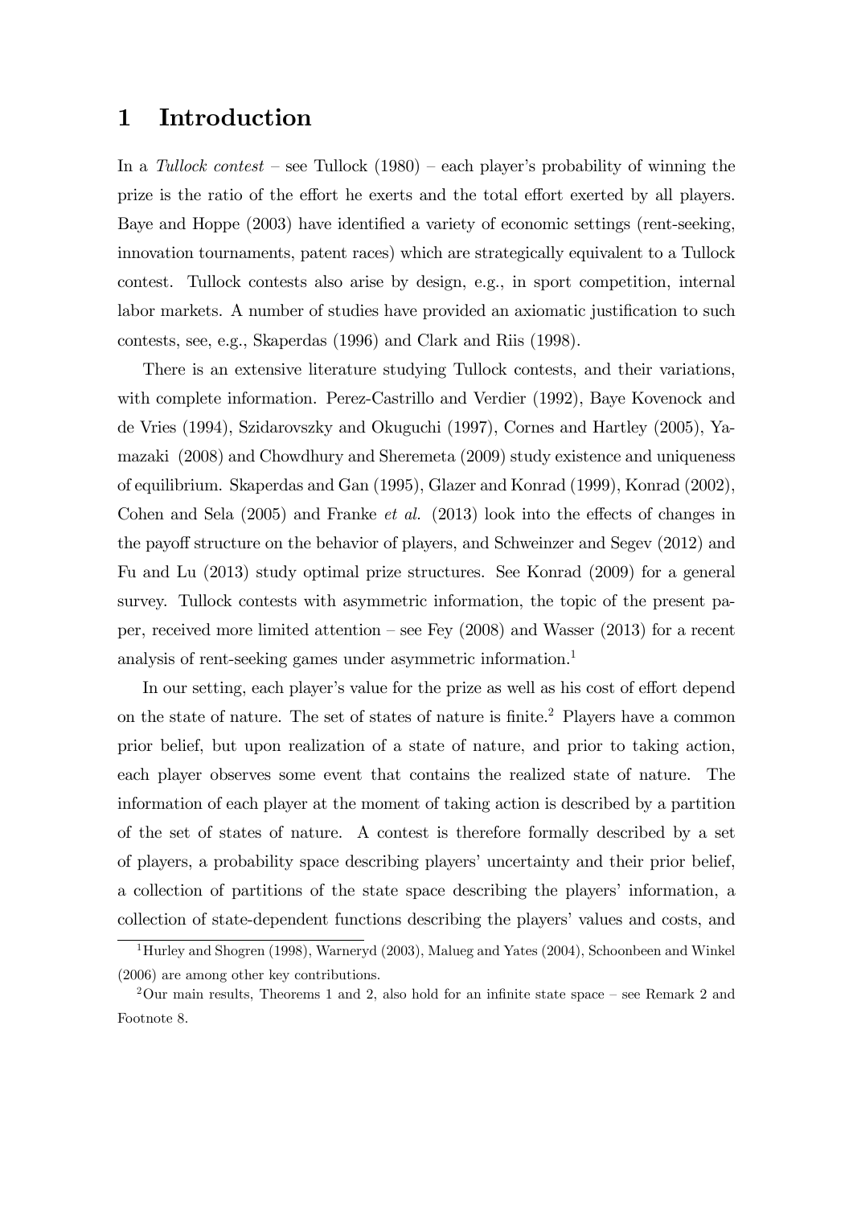# 1 Introduction

In a *Tullock contest* – see Tullock (1980) – each player's probability of winning the prize is the ratio of the effort he exerts and the total effort exerted by all players. Baye and Hoppe (2003) have identified a variety of economic settings (rent-seeking, innovation tournaments, patent races) which are strategically equivalent to a Tullock contest. Tullock contests also arise by design, e.g., in sport competition, internal labor markets. A number of studies have provided an axiomatic justification to such contests, see, e.g., Skaperdas (1996) and Clark and Riis (1998).

There is an extensive literature studying Tullock contests, and their variations, with complete information. Perez-Castrillo and Verdier (1992), Baye Kovenock and de Vries (1994), Szidarovszky and Okuguchi (1997), Cornes and Hartley (2005), Yamazaki (2008) and Chowdhury and Sheremeta (2009) study existence and uniqueness of equilibrium. Skaperdas and Gan (1995), Glazer and Konrad (1999), Konrad (2002), Cohen and Sela (2005) and Franke *et al.* (2013) look into the effects of changes in the payoff structure on the behavior of players, and Schweinzer and Segev (2012) and Fu and Lu (2013) study optimal prize structures. See Konrad (2009) for a general survey. Tullock contests with asymmetric information, the topic of the present paper, received more limited attention – see Fey (2008) and Wasser (2013) for a recent analysis of rent-seeking games under asymmetric information.[1]

In our setting, each player's value for the prize as well as his cost of effort depend on the state of nature. The set of states of nature is finite.[2] Players have a common prior belief, but upon realization of a state of nature, and prior to taking action, each player observes some event that contains the realized state of nature. The information of each player at the moment of taking action is described by a partition of the set of states of nature. A contest is therefore formally described by a set of players, a probability space describing players' uncertainty and their prior belief, a collection of partitions of the state space describing the players' information, a collection of state-dependent functions describing the players' values and costs, and

[1] Hurley and Shogren (1998), Warneryd (2003), Malueg and Yates (2004), Schoonbeen and Winkel (2006) are among other key contributions.

[2] Our main results, Theorems 1 and 2, also hold for an infinite state space – see Remark 2 and Footnote 8.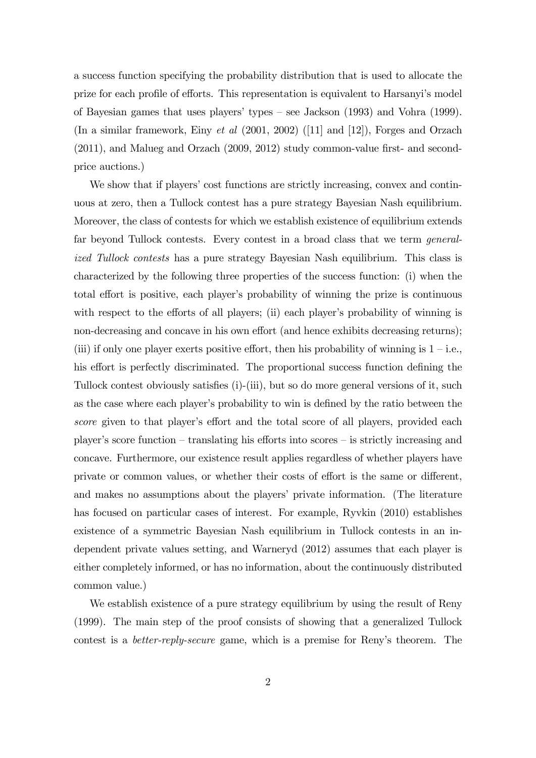a success function specifying the probability distribution that is used to allocate the prize for each profile of efforts. This representation is equivalent to Harsanyi's model of Bayesian games that uses players' types – see Jackson (1993) and Vohra (1999). (In a similar framework, Einy *et al* (2001, 2002) ([11] and [12]), Forges and Orzach (2011), and Malueg and Orzach (2009, 2012) study common-value first- and second-price auctions.)

We show that if players' cost functions are strictly increasing, convex and continuous at zero, then a Tullock contest has a pure strategy Bayesian Nash equilibrium. Moreover, the class of contests for which we establish existence of equilibrium extends far beyond Tullock contests. Every contest in a broad class that we term *generalized Tullock contests* has a pure strategy Bayesian Nash equilibrium. This class is characterized by the following three properties of the success function: (i) when the total effort is positive, each player's probability of winning the prize is continuous with respect to the efforts of all players; (ii) each player's probability of winning is non-decreasing and concave in his own effort (and hence exhibits decreasing returns); (iii) if only one player exerts positive effort, then his probability of winning is 1 – i.e., his effort is perfectly discriminated. The proportional success function defining the Tullock contest obviously satisfies (i)-(iii), but so do more general versions of it, such as the case where each player's probability to win is defined by the ratio between the *score* given to that player's effort and the total score of all players, provided each player's score function – translating his efforts into scores – is strictly increasing and concave. Furthermore, our existence result applies regardless of whether players have private or common values, or whether their costs of effort is the same or different, and makes no assumptions about the players' private information. (The literature has focused on particular cases of interest. For example, Ryvkin (2010) establishes existence of a symmetric Bayesian Nash equilibrium in Tullock contests in an independent private values setting, and Warneryd (2012) assumes that each player is either completely informed, or has no information, about the continuously distributed common value.)

We establish existence of a pure strategy equilibrium by using the result of Reny (1999). The main step of the proof consists of showing that a generalized Tullock contest is a *better-reply-secure* game, which is a premise for Reny's theorem. The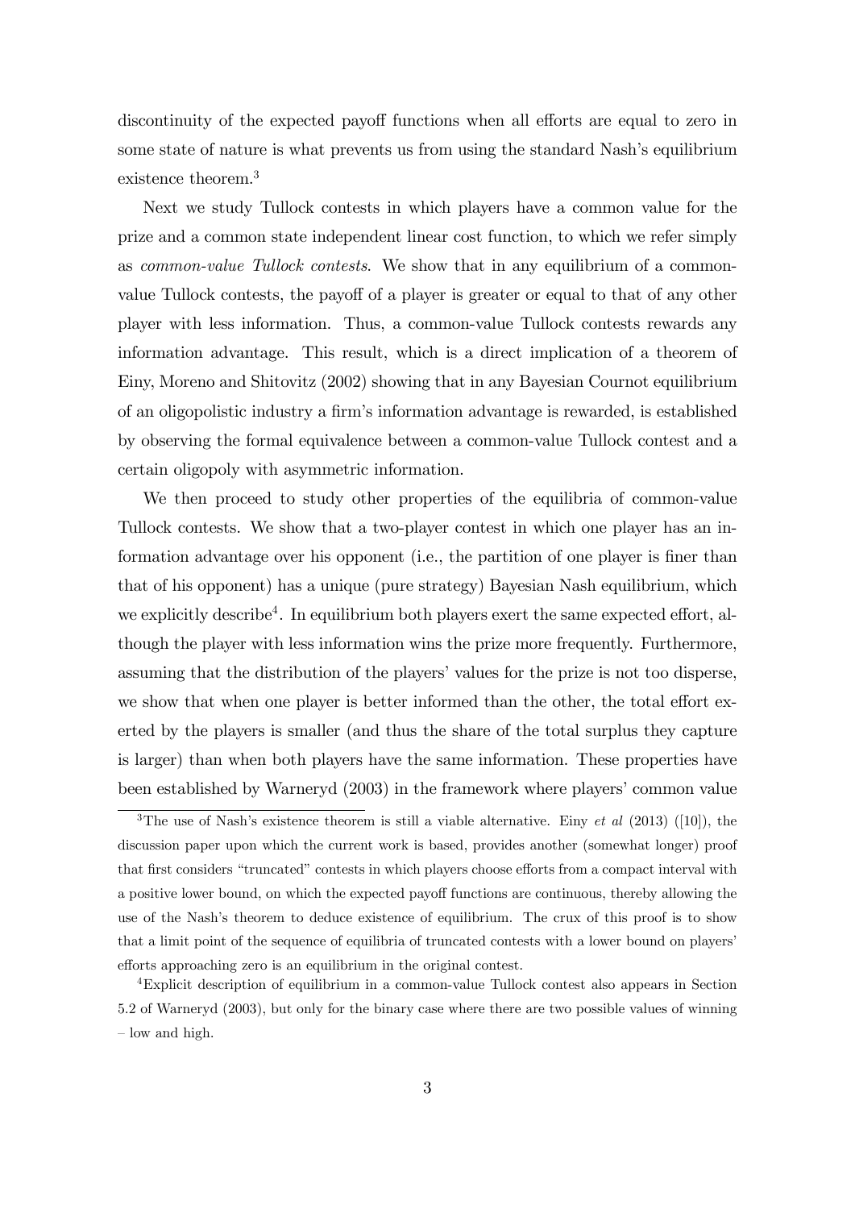discontinuity of the expected payoff functions when all efforts are equal to zero in some state of nature is what prevents us from using the standard Nash's equilibrium existence theorem.[3]

Next we study Tullock contests in which players have a common value for the prize and a common state independent linear cost function, to which we refer simply as *common-value Tullock contests*. We show that in any equilibrium of a common-value Tullock contests, the payoff of a player is greater or equal to that of any other player with less information. Thus, a common-value Tullock contests rewards any information advantage. This result, which is a direct implication of a theorem of Einy, Moreno and Shitovitz (2002) showing that in any Bayesian Cournot equilibrium of an oligopolistic industry a firm's information advantage is rewarded, is established by observing the formal equivalence between a common-value Tullock contest and a certain oligopoly with asymmetric information.

We then proceed to study other properties of the equilibria of common-value Tullock contests. We show that a two-player contest in which one player has an information advantage over his opponent (i.e., the partition of one player is finer than that of his opponent) has a unique (pure strategy) Bayesian Nash equilibrium, which we explicitly describe[4]. In equilibrium both players exert the same expected effort, although the player with less information wins the prize more frequently. Furthermore, assuming that the distribution of the players' values for the prize is not too disperse, we show that when one player is better informed than the other, the total effort exerted by the players is smaller (and thus the share of the total surplus they capture is larger) than when both players have the same information. These properties have been established by Warneryd (2003) in the framework where players' common value

[3] The use of Nash's existence theorem is still a viable alternative. Einy *et al* (2013) ([10]), the discussion paper upon which the current work is based, provides another (somewhat longer) proof that first considers "truncated" contests in which players choose efforts from a compact interval with a positive lower bound, on which the expected payoff functions are continuous, thereby allowing the use of the Nash's theorem to deduce existence of equilibrium. The crux of this proof is to show that a limit point of the sequence of equilibria of truncated contests with a lower bound on players' efforts approaching zero is an equilibrium in the original contest.

[4] Explicit description of equilibrium in a common-value Tullock contest also appears in Section 5.2 of Warneryd (2003), but only for the binary case where there are two possible values of winning – low and high.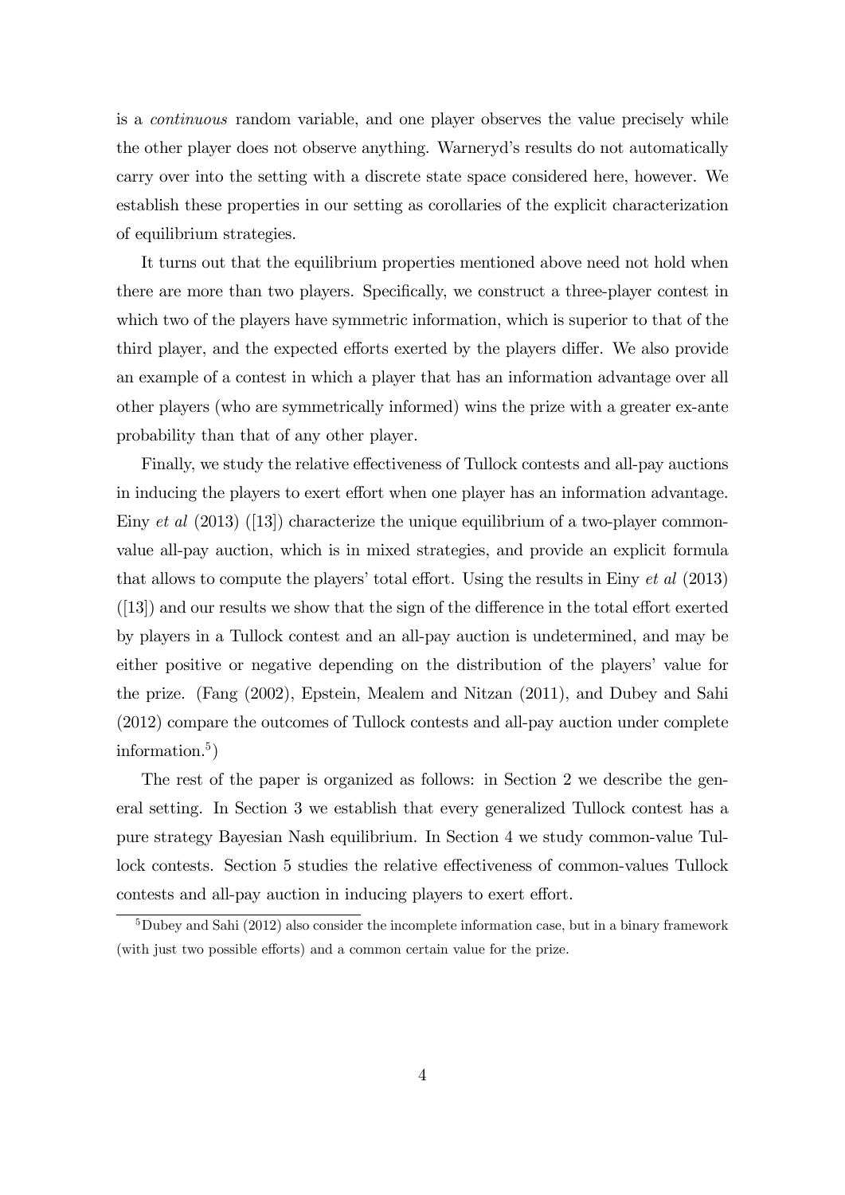is a *continuous* random variable, and one player observes the value precisely while the other player does not observe anything. Warneryd's results do not automatically carry over into the setting with a discrete state space considered here, however. We establish these properties in our setting as corollaries of the explicit characterization of equilibrium strategies.

It turns out that the equilibrium properties mentioned above need not hold when there are more than two players. Specifically, we construct a three-player contest in which two of the players have symmetric information, which is superior to that of the third player, and the expected efforts exerted by the players differ. We also provide an example of a contest in which a player that has an information advantage over all other players (who are symmetrically informed) wins the prize with a greater ex-ante probability than that of any other player.

Finally, we study the relative effectiveness of Tullock contests and all-pay auctions in inducing the players to exert effort when one player has an information advantage. Einy *et al* (2013) ([13]) characterize the unique equilibrium of a two-player common-value all-pay auction, which is in mixed strategies, and provide an explicit formula that allows to compute the players' total effort. Using the results in Einy *et al* (2013) ([13]) and our results we show that the sign of the difference in the total effort exerted by players in a Tullock contest and an all-pay auction is undetermined, and may be either positive or negative depending on the distribution of the players' value for the prize. (Fang (2002), Epstein, Mealem and Nitzan (2011), and Dubey and Sahi (2012) compare the outcomes of Tullock contests and all-pay auction under complete information.[5])

The rest of the paper is organized as follows: in Section 2 we describe the general setting. In Section 3 we establish that every generalized Tullock contest has a pure strategy Bayesian Nash equilibrium. In Section 4 we study common-value Tullock contests. Section 5 studies the relative effectiveness of common-values Tullock contests and all-pay auction in inducing players to exert effort.

[5] Dubey and Sahi (2012) also consider the incomplete information case, but in a binary framework (with just two possible efforts) and a common certain value for the prize.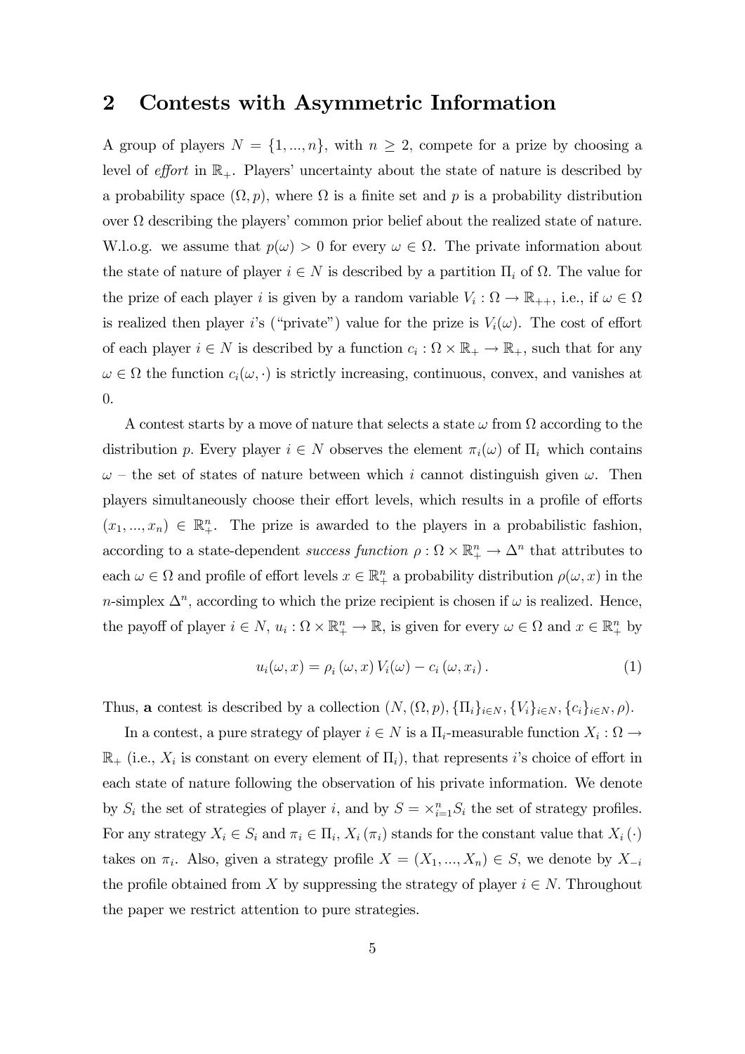## 2 Contests with Asymmetric Information

A group of players $N = \{1, ..., n\}$, with $n \geq 2$, compete for a prize by choosing a level of *effort* in $\mathbb{R}_+$. Players' uncertainty about the state of nature is described by a probability space $(\Omega, p)$, where $\Omega$ is a finite set and $p$ is a probability distribution over $\Omega$ describing the players' common prior belief about the realized state of nature. W.l.o.g. we assume that $p(\omega) > 0$ for every $\omega \in \Omega$. The private information about the state of nature of player $i \in N$ is described by a partition $\Pi_i$ of $\Omega$. The value for the prize of each player $i$ is given by a random variable $V_i : \Omega \rightarrow \mathbb{R}_{++}$, i.e., if $\omega \in \Omega$ is realized then player $i$'s ("private") value for the prize is $V_i(\omega)$. The cost of effort of each player $i \in N$ is described by a function $c_i : \Omega \times \mathbb{R}_+ \rightarrow \mathbb{R}_+$, such that for any $\omega \in \Omega$ the function $c_i(\omega, \cdot)$ is strictly increasing, continuous, convex, and vanishes at 0.

A contest starts by a move of nature that selects a state $\omega$ from $\Omega$ according to the distribution $p$. Every player $i \in N$ observes the element $\pi_i(\omega)$ of $\Pi_i$ which contains $\omega$ – the set of states of nature between which $i$ cannot distinguish given $\omega$. Then players simultaneously choose their effort levels, which results in a profile of efforts $(x_1, ..., x_n) \in \mathbb{R}^n_+$. The prize is awarded to the players in a probabilistic fashion, according to a state-dependent *success function* $\rho : \Omega \times \mathbb{R}^n_+ \rightarrow \Delta^n$ that attributes to each $\omega \in \Omega$ and profile of effort levels $x \in \mathbb{R}^n_+$ a probability distribution $\rho(\omega, x)$ in the $n$-simplex $\Delta^n$, according to which the prize recipient is chosen if $\omega$ is realized. Hence, the payoff of player $i \in N$, $u_i : \Omega \times \mathbb{R}^n_+ \rightarrow \mathbb{R}$, is given for every $\omega \in \Omega$ and $x \in \mathbb{R}^n_+$ by

$$u_i(\omega, x) = \rho_i(\omega, x) V_i(\omega) - c_i(\omega, x_i). \tag{1}$$

Thus, **a** contest is described by a collection $(N, (\Omega, p), \{\Pi_i\}_{i \in N}, \{V_i\}_{i \in N}, \{c_i\}_{i \in N}, \rho)$.

In a contest, a pure strategy of player $i \in N$ is a $\Pi_i$-measurable function $X_i : \Omega \rightarrow \mathbb{R}_+$ (i.e., $X_i$ is constant on every element of $\Pi_i$), that represents $i$'s choice of effort in each state of nature following the observation of his private information. We denote by $S_i$ the set of strategies of player $i$, and by $S = \times_{i=1}^n S_i$ the set of strategy profiles. For any strategy $X_i \in S_i$ and $\pi_i \in \Pi_i$, $X_i(\pi_i)$ stands for the constant value that $X_i(\cdot)$ takes on $\pi_i$. Also, given a strategy profile $X = (X_1, ..., X_n) \in S$, we denote by $X_{-i}$ the profile obtained from $X$ by suppressing the strategy of player $i \in N$. Throughout the paper we restrict attention to pure strategies.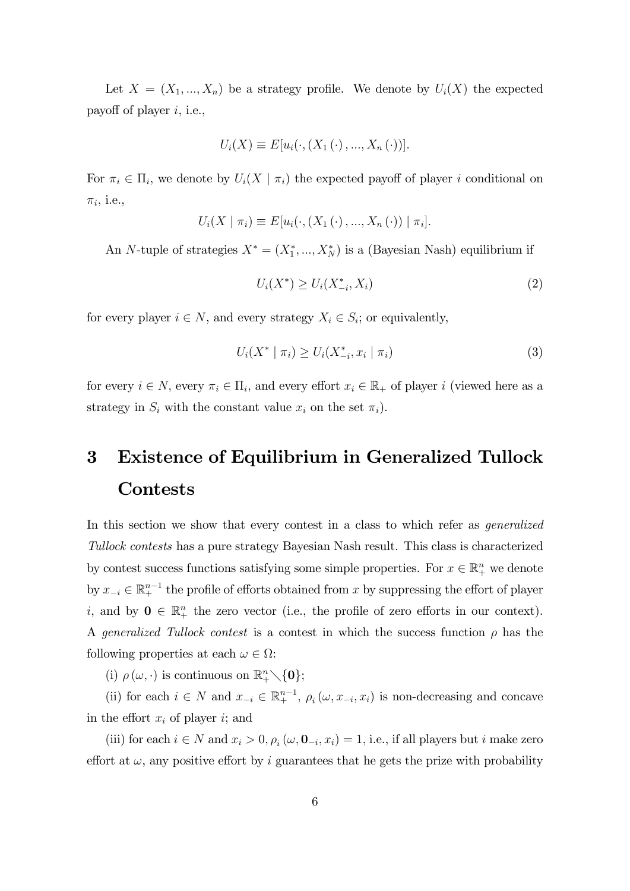Let $X = (X_1, ..., X_n)$ be a strategy profile. We denote by $U_i(X)$ the expected payoff of player $i$, i.e.,

$$U_i(X) \equiv E[u_i(\cdot, (X_1(\cdot), ..., X_n(\cdot))].$$

For $\pi_i \in \Pi_i$, we denote by $U_i(X \mid \pi_i)$ the expected payoff of player $i$ conditional on $\pi_i$, i.e.,

$$U_i(X \mid \pi_i) \equiv E[u_i(\cdot, (X_1(\cdot), ..., X_n(\cdot)) \mid \pi_i].$$

An $N$-tuple of strategies $X^* = (X_1^*, ..., X_N^*)$ is a (Bayesian Nash) equilibrium if

$$U_i(X^*) \geq U_i(X_{-i}^*, X_i) \tag{2}$$

for every player $i \in N$, and every strategy $X_i \in S_i$; or equivalently,

$$U_i(X^* \mid \pi_i) \geq U_i(X_{-i}^*, x_i \mid \pi_i) \tag{3}$$

for every $i \in N$, every $\pi_i \in \Pi_i$, and every effort $x_i \in \mathbb{R}_+$ of player $i$ (viewed here as a strategy in $S_i$ with the constant value $x_i$ on the set $\pi_i$).

# 3 Existence of Equilibrium in Generalized Tullock Contests

In this section we show that every contest in a class to which refer as *generalized Tullock contests* has a pure strategy Bayesian Nash result. This class is characterized by contest success functions satisfying some simple properties. For $x \in \mathbb{R}_+^n$ we denote by $x_{-i} \in \mathbb{R}_+^{n-1}$ the profile of efforts obtained from $x$ by suppressing the effort of player $i$, and by $\mathbf{0} \in \mathbb{R}_+^n$ the zero vector (i.e., the profile of zero efforts in our context). A *generalized Tullock contest* is a contest in which the success function $\rho$ has the following properties at each $\omega \in \Omega$:

(i) $\rho(\omega, \cdot)$ is continuous on $\mathbb{R}_+^n \diagdown \{\mathbf{0}\}$;

(ii) for each $i \in N$ and $x_{-i} \in \mathbb{R}_+^{n-1}$, $\rho_i(\omega, x_{-i}, x_i)$ is non-decreasing and concave in the effort $x_i$ of player $i$; and

(iii) for each $i \in N$ and $x_i > 0, \rho_i(\omega, \mathbf{0}_{-i}, x_i) = 1$, i.e., if all players but $i$ make zero effort at $\omega$, any positive effort by $i$ guarantees that he gets the prize with probability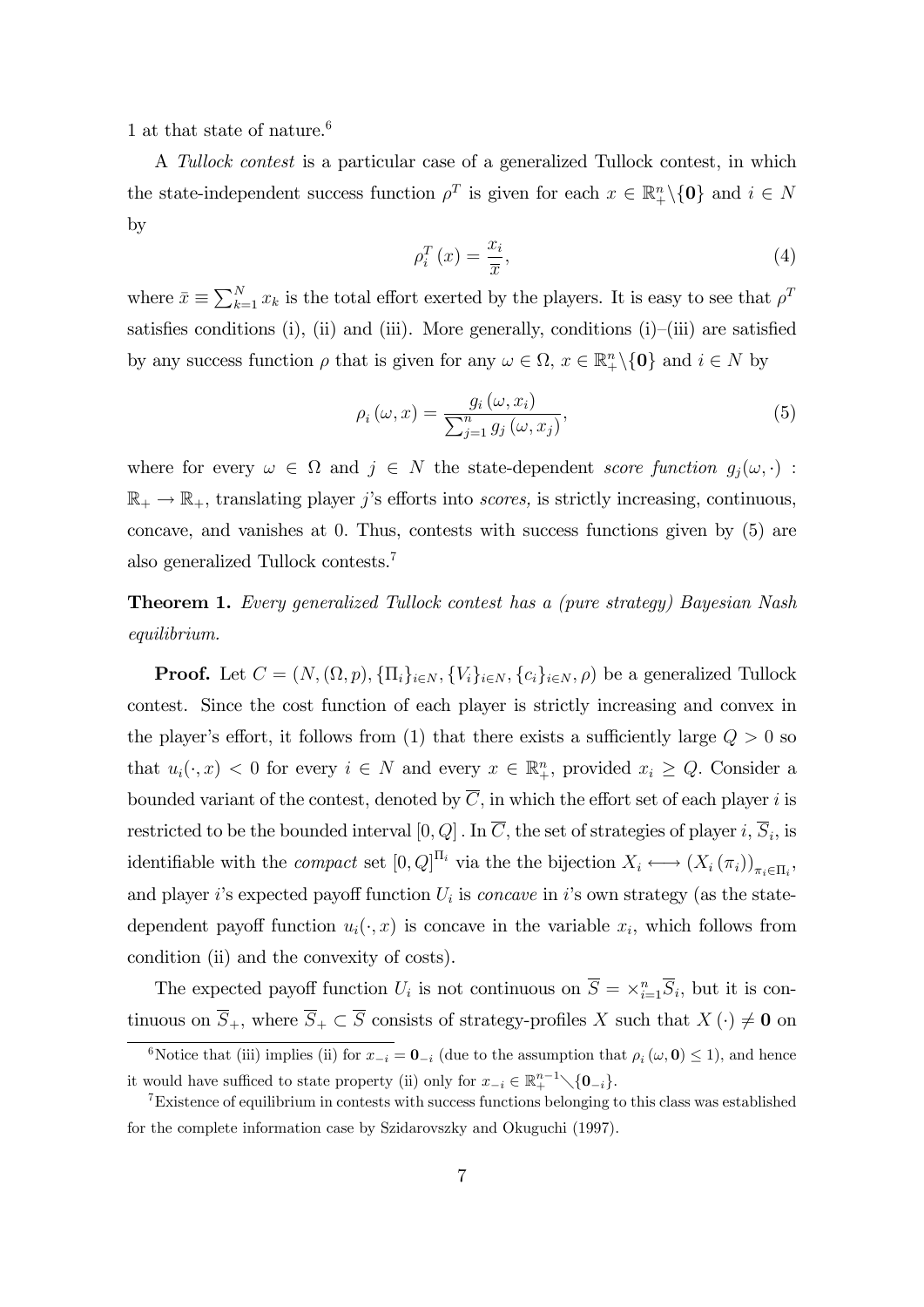1 at that state of nature.[6]

A *Tullock contest* is a particular case of a generalized Tullock contest, in which the state-independent success function $\rho^T$ is given for each $x \in \mathbb{R}^n_+ \setminus \{\mathbf{0}\}$ and $i \in N$ by

$$\rho_i^T(x) = \frac{x_i}{\overline{x}}, \tag{4}$$

where $\bar{x} \equiv \sum_{k=1}^{N} x_k$ is the total effort exerted by the players. It is easy to see that $\rho^T$ satisfies conditions (i), (ii) and (iii). More generally, conditions (i)–(iii) are satisfied by any success function $\rho$ that is given for any $\omega \in \Omega$, $x \in \mathbb{R}^n_+ \setminus \{\mathbf{0}\}$ and $i \in N$ by

$$\rho_i(\omega, x) = \frac{g_i(\omega, x_i)}{\sum_{j=1}^{n} g_j(\omega, x_j)}, \tag{5}$$

where for every $\omega \in \Omega$ and $j \in N$ the state-dependent *score function* $g_j(\omega, \cdot) : \mathbb{R}_+ \to \mathbb{R}_+$, translating player $j$'s efforts into *scores,* is strictly increasing, continuous, concave, and vanishes at 0. Thus, contests with success functions given by (5) are also generalized Tullock contests.[7]

**Theorem 1.** *Every generalized Tullock contest has a (pure strategy) Bayesian Nash equilibrium.*

**Proof.** Let $C = (N, (\Omega, p), \{\Pi_i\}_{i \in N}, \{V_i\}_{i \in N}, \{c_i\}_{i \in N}, \rho)$ be a generalized Tullock contest. Since the cost function of each player is strictly increasing and convex in the player's effort, it follows from (1) that there exists a sufficiently large $Q > 0$ so that $u_i(\cdot, x) < 0$ for every $i \in N$ and every $x \in \mathbb{R}^n_+$, provided $x_i \geq Q$. Consider a bounded variant of the contest, denoted by $\overline{C}$, in which the effort set of each player $i$ is restricted to be the bounded interval $[0, Q]$. In $\overline{C}$, the set of strategies of player $i$, $\overline{S}_i$, is identifiable with the *compact* set $[0, Q]^{\Pi_i}$ via the the bijection $X_i \longleftrightarrow (X_i(\pi_i))_{\pi_i \in \Pi_i}$, and player $i$'s expected payoff function $U_i$ is *concave* in $i$'s own strategy (as the state-dependent payoff function $u_i(\cdot, x)$ is concave in the variable $x_i$, which follows from condition (ii) and the convexity of costs).

The expected payoff function $U_i$ is not continuous on $\overline{S} = \times_{i=1}^{n} \overline{S}_i$, but it is continuous on $\overline{S}_+$, where $\overline{S}_+ \subset \overline{S}$ consists of strategy-profiles $X$ such that $X(\cdot) \neq \mathbf{0}$ on

---

[6] Notice that (iii) implies (ii) for $x_{-i} = \mathbf{0}_{-i}$ (due to the assumption that $\rho_i(\omega, \mathbf{0}) \leq 1$), and hence it would have sufficed to state property (ii) only for $x_{-i} \in \mathbb{R}^{n-1}_+ \setminus \{\mathbf{0}_{-i}\}$.

[7] Existence of equilibrium in contests with success functions belonging to this class was established for the complete information case by Szidarovszky and Okuguchi (1997).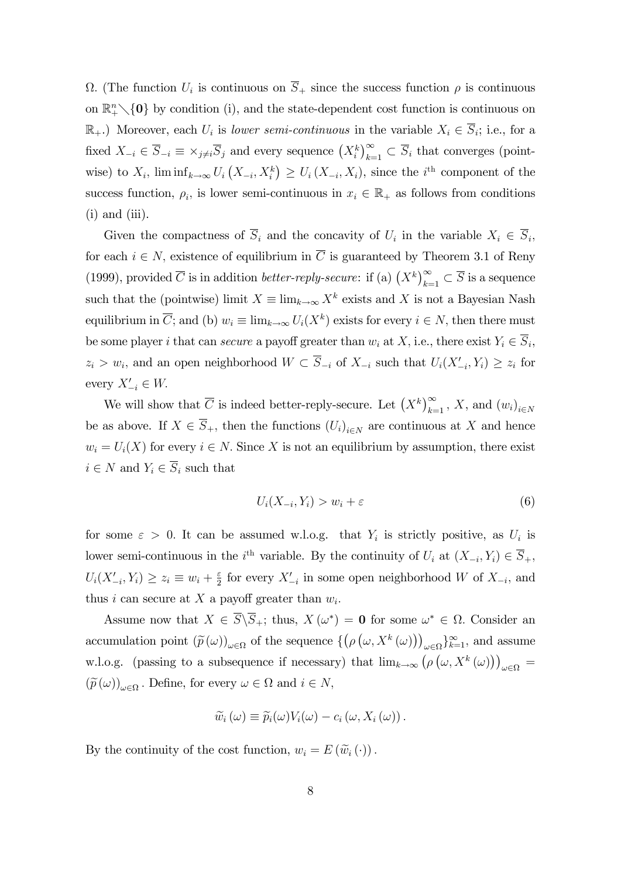$\Omega$. (The function $U_i$ is continuous on $\overline{S}_+$ since the success function $\rho$ is continuous on $\mathbb{R}^n_+ \diagdown \{\mathbf{0}\}$ by condition (i), and the state-dependent cost function is continuous on $\mathbb{R}_+$.) Moreover, each $U_i$ is *lower semi-continuous* in the variable $X_i \in \overline{S}_i$; i.e., for a fixed $X_{-i} \in \overline{S}_{-i} \equiv \times_{j \neq i} \overline{S}_j$ and every sequence $\left(X_i^k\right)_{k=1}^{\infty} \subset \overline{S}_i$ that converges (pointwise) to $X_i$, $\liminf_{k \to \infty} U_i\left(X_{-i}, X_i^k\right) \geq U_i\left(X_{-i}, X_i\right)$, since the $i^{\text{th}}$ component of the success function, $\rho_i$, is lower semi-continuous in $x_i \in \mathbb{R}_+$ as follows from conditions (i) and (iii).

Given the compactness of $\overline{S}_i$ and the concavity of $U_i$ in the variable $X_i \in \overline{S}_i$, for each $i \in N$, existence of equilibrium in $\overline{C}$ is guaranteed by Theorem 3.1 of Reny (1999), provided $\overline{C}$ is in addition *better-reply-secure*: if (a) $\left(X^k\right)_{k=1}^{\infty} \subset \overline{S}$ is a sequence such that the (pointwise) limit $X \equiv \lim_{k \to \infty} X^k$ exists and $X$ is not a Bayesian Nash equilibrium in $\overline{C}$; and (b) $w_i \equiv \lim_{k \to \infty} U_i(X^k)$ exists for every $i \in N$, then there must be some player $i$ that can *secure* a payoff greater than $w_i$ at $X$, i.e., there exist $Y_i \in \overline{S}_i$, $z_i > w_i$, and an open neighborhood $W \subset \overline{S}_{-i}$ of $X_{-i}$ such that $U_i(X'_{-i}, Y_i) \geq z_i$ for every $X'_{-i} \in W$.

We will show that $\overline{C}$ is indeed better-reply-secure. Let $\left(X^k\right)_{k=1}^{\infty}$, $X$, and $(w_i)_{i \in N}$ be as above. If $X \in \overline{S}_+$, then the functions $(U_i)_{i \in N}$ are continuous at $X$ and hence $w_i = U_i(X)$ for every $i \in N$. Since $X$ is not an equilibrium by assumption, there exist $i \in N$ and $Y_i \in \overline{S}_i$ such that

$$U_i(X_{-i}, Y_i) > w_i + \varepsilon \tag{6}$$

for some $\varepsilon > 0$. It can be assumed w.l.o.g. that $Y_i$ is strictly positive, as $U_i$ is lower semi-continuous in the $i^{\text{th}}$ variable. By the continuity of $U_i$ at $(X_{-i}, Y_i) \in \overline{S}_+$, $U_i(X'_{-i}, Y_i) \geq z_i \equiv w_i + \frac{\varepsilon}{2}$ for every $X'_{-i}$ in some open neighborhood $W$ of $X_{-i}$, and thus $i$ can secure at $X$ a payoff greater than $w_i$.

Assume now that $X \in \overline{S} \backslash \overline{S}_+$; thus, $X(\omega^*) = \mathbf{0}$ for some $\omega^* \in \Omega$. Consider an accumulation point $(\widetilde{p}(\omega))_{\omega \in \Omega}$ of the sequence $\{\left(\rho\left(\omega, X^k(\omega)\right)\right)_{\omega \in \Omega}\}_{k=1}^{\infty}$, and assume w.l.o.g. (passing to a subsequence if necessary) that $\lim_{k \to \infty} \left(\rho\left(\omega, X^k(\omega)\right)\right)_{\omega \in \Omega} = (\widetilde{p}(\omega))_{\omega \in \Omega}$. Define, for every $\omega \in \Omega$ and $i \in N$,

$$\widetilde{w}_i(\omega) \equiv \widetilde{p}_i(\omega) V_i(\omega) - c_i(\omega, X_i(\omega)).$$

By the continuity of the cost function, $w_i = E(\widetilde{w}_i(\cdot))$.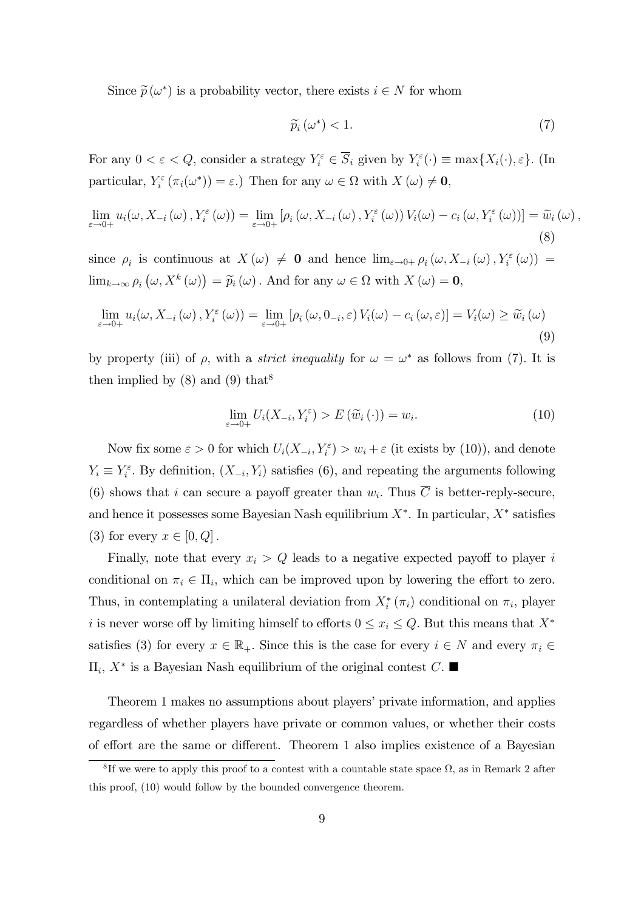Since $\widetilde{p}(\omega^*)$ is a probability vector, there exists $i \in N$ for whom

$$\widetilde{p}_i(\omega^*) < 1. \tag{7}$$

For any $0 < \varepsilon < Q$, consider a strategy $Y_i^\varepsilon \in \overline{S}_i$ given by $Y_i^\varepsilon(\cdot) \equiv \max\{X_i(\cdot), \varepsilon\}$. (In particular, $Y_i^\varepsilon(\pi_i(\omega^*)) = \varepsilon$.) Then for any $\omega \in \Omega$ with $X(\omega) \neq \mathbf{0}$,

$$\lim_{\varepsilon \to 0+} u_i(\omega, X_{-i}(\omega), Y_i^\varepsilon(\omega)) = \lim_{\varepsilon \to 0+} [\rho_i(\omega, X_{-i}(\omega), Y_i^\varepsilon(\omega)) V_i(\omega) - c_i(\omega, Y_i^\varepsilon(\omega))] = \widetilde{w}_i(\omega), \tag{8}$$

since $\rho_i$ is continuous at $X(\omega) \neq \mathbf{0}$ and hence $\lim_{\varepsilon \to 0+} \rho_i(\omega, X_{-i}(\omega), Y_i^\varepsilon(\omega)) = \lim_{k \to \infty} \rho_i(\omega, X^k(\omega)) = \widetilde{p}_i(\omega)$. And for any $\omega \in \Omega$ with $X(\omega) = \mathbf{0}$,

$$\lim_{\varepsilon \to 0+} u_i(\omega, X_{-i}(\omega), Y_i^\varepsilon(\omega)) = \lim_{\varepsilon \to 0+} [\rho_i(\omega, 0_{-i}, \varepsilon) V_i(\omega) - c_i(\omega, \varepsilon)] = V_i(\omega) \geq \widetilde{w}_i(\omega) \tag{9}$$

by property (iii) of $\rho$, with a *strict inequality* for $\omega = \omega^*$ as follows from (7). It is then implied by (8) and (9) that[8]

$$\lim_{\varepsilon \to 0+} U_i(X_{-i}, Y_i^\varepsilon) > E(\widetilde{w}_i(\cdot)) = w_i. \tag{10}$$

Now fix some $\varepsilon > 0$ for which $U_i(X_{-i}, Y_i^\varepsilon) > w_i + \varepsilon$ (it exists by (10)), and denote $Y_i \equiv Y_i^\varepsilon$. By definition, $(X_{-i}, Y_i)$ satisfies (6), and repeating the arguments following (6) shows that $i$ can secure a payoff greater than $w_i$. Thus $\overline{C}$ is better-reply-secure, and hence it possesses some Bayesian Nash equilibrium $X^*$. In particular, $X^*$ satisfies (3) for every $x \in [0, Q]$.

Finally, note that every $x_i > Q$ leads to a negative expected payoff to player $i$ conditional on $\pi_i \in \Pi_i$, which can be improved upon by lowering the effort to zero. Thus, in contemplating a unilateral deviation from $X_i^*(\pi_i)$ conditional on $\pi_i$, player $i$ is never worse off by limiting himself to efforts $0 \leq x_i \leq Q$. But this means that $X^*$ satisfies (3) for every $x \in \mathbb{R}_+$. Since this is the case for every $i \in N$ and every $\pi_i \in \Pi_i$, $X^*$ is a Bayesian Nash equilibrium of the original contest $C$. ■

Theorem 1 makes no assumptions about players' private information, and applies regardless of whether players have private or common values, or whether their costs of effort are the same or different. Theorem 1 also implies existence of a Bayesian

[8] If we were to apply this proof to a contest with a countable state space $\Omega$, as in Remark 2 after this proof, (10) would follow by the bounded convergence theorem.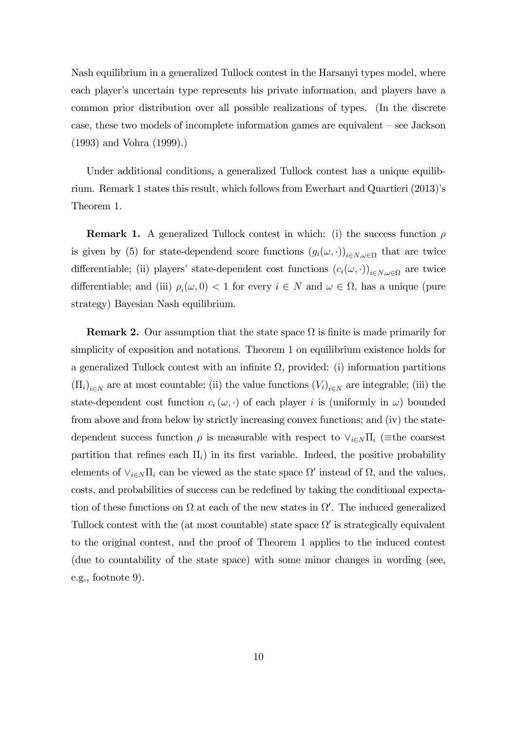Nash equilibrium in a generalized Tullock contest in the Harsanyi types model, where each player's uncertain type represents his private information, and players have a common prior distribution over all possible realizations of types. (In the discrete case, these two models of incomplete information games are equivalent – see Jackson (1993) and Vohra (1999).)

Under additional conditions, a generalized Tullock contest has a unique equilibrium. Remark 1 states this result, which follows from Ewerhart and Quartieri (2013)'s Theorem 1.

**Remark 1.** A generalized Tullock contest in which: (i) the success function $\rho$ is given by (5) for state-dependend score functions $(g_i(\omega, \cdot))_{i \in N, \omega \in \Omega}$ that are twice differentiable; (ii) players' state-dependent cost functions $(c_i(\omega, \cdot))_{i \in N, \omega \in \Omega}$ are twice differentiable; and (iii) $\rho_i(\omega, 0) < 1$ for every $i \in N$ and $\omega \in \Omega$, has a unique (pure strategy) Bayesian Nash equilibrium.

**Remark 2.** Our assumption that the state space $\Omega$ is finite is made primarily for simplicity of exposition and notations. Theorem 1 on equilibrium existence holds for a generalized Tullock contest with an infinite $\Omega$, provided: (i) information partitions $(\Pi_i)_{i \in N}$ are at most countable; (ii) the value functions $(V_i)_{i \in N}$ are integrable; (iii) the state-dependent cost function $c_i(\omega, \cdot)$ of each player $i$ is (uniformly in $\omega$) bounded from above and from below by strictly increasing convex functions; and (iv) the state-dependent success function $\rho$ is measurable with respect to $\vee_{i \in N} \Pi_i$ ($\equiv$the coarsest partition that refines each $\Pi_i$) in its first variable. Indeed, the positive probability elements of $\vee_{i \in N} \Pi_i$ can be viewed as the state space $\Omega'$ instead of $\Omega$, and the values, costs, and probabilities of success can be redefined by taking the conditional expectation of these functions on $\Omega$ at each of the new states in $\Omega'$. The induced generalized Tullock contest with the (at most countable) state space $\Omega'$ is strategically equivalent to the original contest, and the proof of Theorem 1 applies to the induced contest (due to countability of the state space) with some minor changes in wording (see, e.g., footnote 9).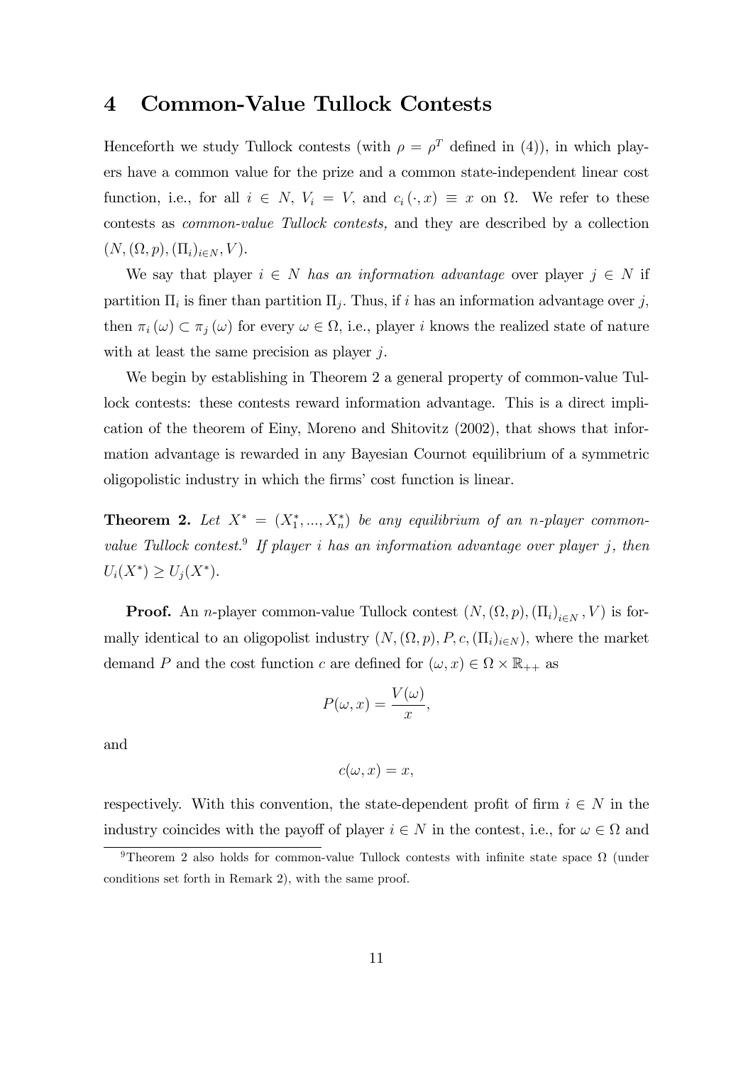# 4 Common-Value Tullock Contests

Henceforth we study Tullock contests (with $\rho = \rho^T$ defined in (4)), in which players have a common value for the prize and a common state-independent linear cost function, i.e., for all $i \in N$, $V_i = V$, and $c_i(\cdot, x) \equiv x$ on $\Omega$. We refer to these contests as *common-value Tullock contests,* and they are described by a collection $(N, (\Omega, p), (\Pi_i)_{i \in N}, V)$.

We say that player $i \in N$ *has an information advantage* over player $j \in N$ if partition $\Pi_i$ is finer than partition $\Pi_j$. Thus, if $i$ has an information advantage over $j$, then $\pi_i(\omega) \subset \pi_j(\omega)$ for every $\omega \in \Omega$, i.e., player $i$ knows the realized state of nature with at least the same precision as player $j$.

We begin by establishing in Theorem 2 a general property of common-value Tullock contests: these contests reward information advantage. This is a direct implication of the theorem of Einy, Moreno and Shitovitz (2002), that shows that information advantage is rewarded in any Bayesian Cournot equilibrium of a symmetric oligopolistic industry in which the firms' cost function is linear.

**Theorem 2.** *Let $X^* = (X_1^*, ..., X_n^*)$ be any equilibrium of an $n$-player common-value Tullock contest.*[9] *If player $i$ has an information advantage over player $j$, then $U_i(X^*) \geq U_j(X^*)$.*

**Proof.** An $n$-player common-value Tullock contest $(N, (\Omega, p), (\Pi_i)_{i \in N}, V)$ is formally identical to an oligopolist industry $(N, (\Omega, p), P, c, (\Pi_i)_{i \in N})$, where the market demand $P$ and the cost function $c$ are defined for $(\omega, x) \in \Omega \times \mathbb{R}_{++}$ as

$$P(\omega, x) = \frac{V(\omega)}{x},$$

and

$$c(\omega, x) = x,$$

respectively. With this convention, the state-dependent profit of firm $i \in N$ in the industry coincides with the payoff of player $i \in N$ in the contest, i.e., for $\omega \in \Omega$ and

[9] Theorem 2 also holds for common-value Tullock contests with infinite state space $\Omega$ (under conditions set forth in Remark 2), with the same proof.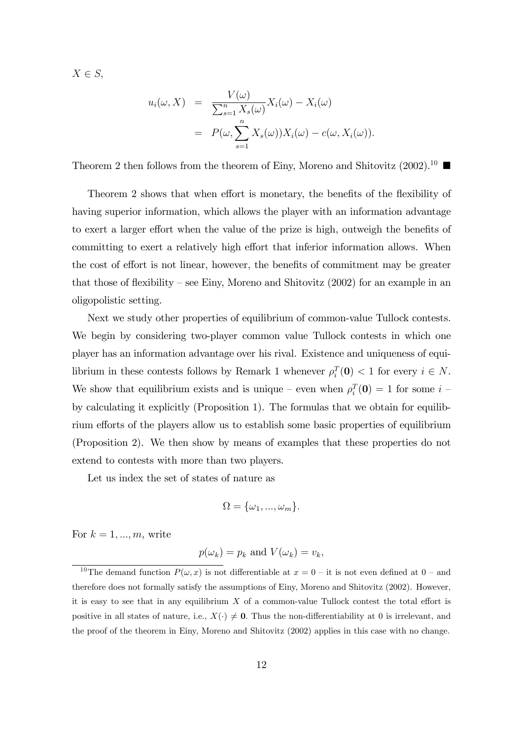$X \in S$,

$$
\begin{aligned}
u_i(\omega, X) &= \frac{V(\omega)}{\sum_{s=1}^{n} X_s(\omega)} X_i(\omega) - X_i(\omega) \\
&= P(\omega, \sum_{s=1}^{n} X_s(\omega)) X_i(\omega) - c(\omega, X_i(\omega)).
\end{aligned}
$$

Theorem 2 then follows from the theorem of Einy, Moreno and Shitovitz (2002).[10] ■

Theorem 2 shows that when effort is monetary, the benefits of the flexibility of having superior information, which allows the player with an information advantage to exert a larger effort when the value of the prize is high, outweigh the benefits of committing to exert a relatively high effort that inferior information allows. When the cost of effort is not linear, however, the benefits of commitment may be greater that those of flexibility – see Einy, Moreno and Shitovitz (2002) for an example in an oligopolistic setting.

Next we study other properties of equilibrium of common-value Tullock contests. We begin by considering two-player common value Tullock contests in which one player has an information advantage over his rival. Existence and uniqueness of equilibrium in these contests follows by Remark 1 whenever $\rho_i^T(\mathbf{0}) < 1$ for every $i \in N$. We show that equilibrium exists and is unique – even when $\rho_i^T(\mathbf{0}) = 1$ for some $i$ – by calculating it explicitly (Proposition 1). The formulas that we obtain for equilibrium efforts of the players allow us to establish some basic properties of equilibrium (Proposition 2). We then show by means of examples that these properties do not extend to contests with more than two players.

Let us index the set of states of nature as

$$
\Omega = \{\omega_1, ..., \omega_m\}.
$$

For $k = 1, ..., m$, write

$$
p(\omega_k) = p_k \text{ and } V(\omega_k) = v_k,
$$

[10] The demand function $P(\omega, x)$ is not differentiable at $x = 0$ – it is not even defined at 0 – and therefore does not formally satisfy the assumptions of Einy, Moreno and Shitovitz (2002). However, it is easy to see that in any equilibrium $X$ of a common-value Tullock contest the total effort is positive in all states of nature, i.e., $X(\cdot) \neq \mathbf{0}$. Thus the non-differentiability at 0 is irrelevant, and the proof of the theorem in Einy, Moreno and Shitovitz (2002) applies in this case with no change.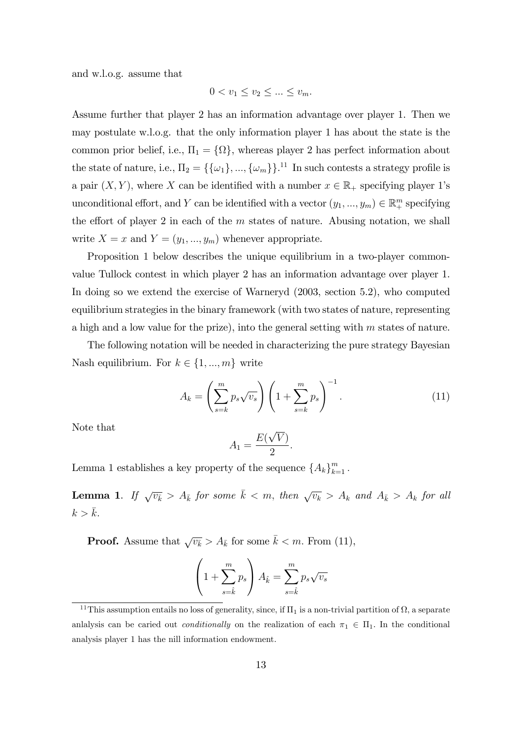and w.l.o.g. assume that

$$0 < v_1 \leq v_2 \leq ... \leq v_m.$$

Assume further that player 2 has an information advantage over player 1. Then we may postulate w.l.o.g. that the only information player 1 has about the state is the common prior belief, i.e., $\Pi_1 = \{\Omega\}$, whereas player 2 has perfect information about the state of nature, i.e., $\Pi_2 = \{\{\omega_1\}, ..., \{\omega_m\}\}$.[11] In such contests a strategy profile is a pair $(X, Y)$, where $X$ can be identified with a number $x \in \mathbb{R}_+$ specifying player 1's unconditional effort, and $Y$ can be identified with a vector $(y_1, ..., y_m) \in \mathbb{R}^m_+$ specifying the effort of player 2 in each of the $m$ states of nature. Abusing notation, we shall write $X = x$ and $Y = (y_1, ..., y_m)$ whenever appropriate.

Proposition 1 below describes the unique equilibrium in a two-player common-value Tullock contest in which player 2 has an information advantage over player 1. In doing so we extend the exercise of Warneryd (2003, section 5.2), who computed equilibrium strategies in the binary framework (with two states of nature, representing a high and a low value for the prize), into the general setting with $m$ states of nature.

The following notation will be needed in characterizing the pure strategy Bayesian Nash equilibrium. For $k \in \{1, ..., m\}$ write

$$A_k = \left(\sum_{s=k}^{m} p_s \sqrt{v_s}\right)\left(1 + \sum_{s=k}^{m} p_s\right)^{-1}. \tag{11}$$

Note that

$$A_1 = \frac{E(\sqrt{V})}{2}.$$

Lemma 1 establishes a key property of the sequence $\{A_k\}_{k=1}^m$.

**Lemma 1**. *If $\sqrt{v_{\bar{k}}} > A_{\bar{k}}$ for some $\bar{k} < m$, then $\sqrt{v_k} > A_k$ and $A_{\bar{k}} > A_k$ for all $k > \bar{k}$.*

**Proof.** Assume that $\sqrt{v_{\bar{k}}} > A_{\bar{k}}$ for some $\bar{k} < m$. From (11),

$$\left(1 + \sum_{s=\hat{k}}^{m} p_s\right) A_{\hat{k}} = \sum_{s=\hat{k}}^{m} p_s \sqrt{v_s}$$

[11] This assumption entails no loss of generality, since, if $\Pi_1$ is a non-trivial partition of $\Omega$, a separate anlalysis can be caried out *conditionally* on the realization of each $\pi_1 \in \Pi_1$. In the conditional analysis player 1 has the nill information endowment.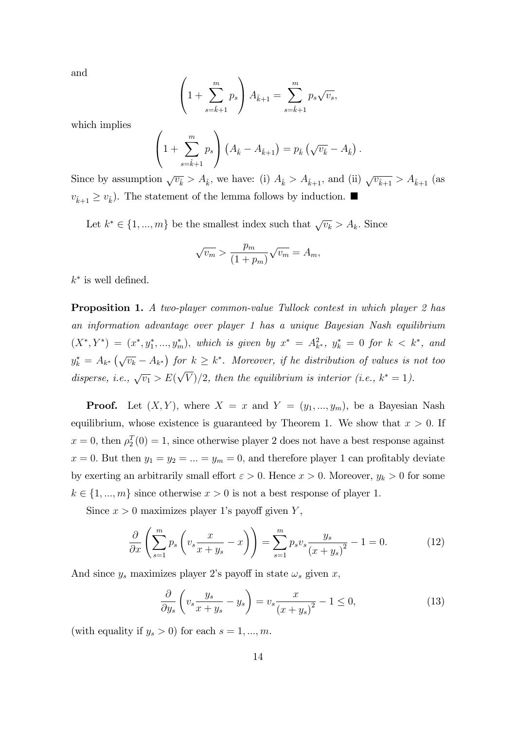and

$$\left(1+\sum_{s=\hat{k}+1}^{m} p_s\right) A_{\hat{k}+1} = \sum_{s=\hat{k}+1}^{m} p_s \sqrt{v_s},$$

which implies

$$\left(1+\sum_{s=\hat{k}+1}^{m} p_s\right) \left(A_{\hat{k}} - A_{\hat{k}+1}\right) = p_{\hat{k}} \left(\sqrt{v_{\hat{k}}} - A_{\hat{k}}\right).$$

Since by assumption $\sqrt{v_{\hat{k}}} > A_{\hat{k}}$, we have: (i) $A_{\hat{k}} > A_{\hat{k}+1}$, and (ii) $\sqrt{v_{\hat{k}+1}} > A_{\hat{k}+1}$ (as $v_{\hat{k}+1} \geq v_{\hat{k}}$). The statement of the lemma follows by induction. ■

Let $k^* \in \{1, ..., m\}$ be the smallest index such that $\sqrt{v_k} > A_k$. Since

$$\sqrt{v_m} > \frac{p_m}{(1+p_m)} \sqrt{v_m} = A_m,$$

$k^*$ is well defined.

**Proposition 1.** *A two-player common-value Tullock contest in which player 2 has an information advantage over player 1 has a unique Bayesian Nash equilibrium* $(X^*, Y^*) = (x^*, y_1^*, ..., y_m^*)$*, which is given by* $x^* = A_{k^*}^2$*,* $y_k^* = 0$ *for* $k < k^*$*, and* $y_k^* = A_{k^*} \left(\sqrt{v_k} - A_{k^*}\right)$ *for* $k \geq k^*$*. Moreover, if he distribution of values is not too disperse, i.e.,* $\sqrt{v_1} > E(\sqrt{V})/2$*, then the equilibrium is interior (i.e.,* $k^* = 1$*).*

**Proof.** Let $(X, Y)$, where $X = x$ and $Y = (y_1, ..., y_m)$, be a Bayesian Nash equilibrium, whose existence is guaranteed by Theorem 1. We show that $x > 0$. If $x = 0$, then $\rho_2^T(0) = 1$, since otherwise player 2 does not have a best response against $x = 0$. But then $y_1 = y_2 = ... = y_m = 0$, and therefore player 1 can profitably deviate by exerting an arbitrarily small effort $\varepsilon > 0$. Hence $x > 0$. Moreover, $y_k > 0$ for some $k \in \{1, ..., m\}$ since otherwise $x > 0$ is not a best response of player 1.

Since $x > 0$ maximizes player 1's payoff given $Y$,

$$\frac{\partial}{\partial x}\left(\sum_{s=1}^{m} p_s \left(v_s \frac{x}{x+y_s} - x\right)\right) = \sum_{s=1}^{m} p_s v_s \frac{y_s}{(x+y_s)^2} - 1 = 0. \tag{12}$$

And since $y_s$ maximizes player 2's payoff in state $\omega_s$ given $x$,

$$\frac{\partial}{\partial y_s}\left(v_s \frac{y_s}{x+y_s} - y_s\right) = v_s \frac{x}{(x+y_s)^2} - 1 \leq 0, \tag{13}$$

(with equality if $y_s > 0$) for each $s = 1, ..., m$.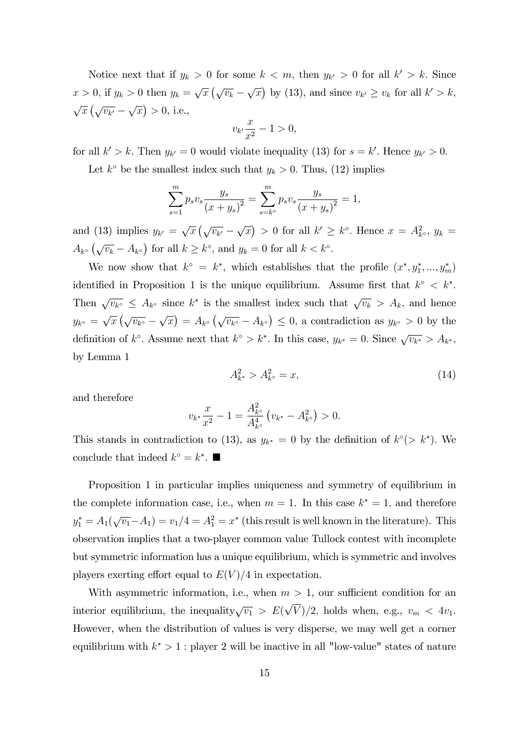Notice next that if $y_k > 0$ for some $k < m$, then $y_{k'} > 0$ for all $k' > k$. Since $x > 0$, if $y_k > 0$ then $y_k = \sqrt{x}\left(\sqrt{v_k} - \sqrt{x}\right)$ by (13), and since $v_{k'} \geq v_k$ for all $k' > k$, $\sqrt{x}\left(\sqrt{v_{k'}} - \sqrt{x}\right) > 0$, i.e.,

$$v_{k'}\frac{x}{x^2} - 1 > 0,$$

for all $k' > k$. Then $y_{k'} = 0$ would violate inequality (13) for $s = k'$. Hence $y_{k'} > 0$.

Let $k^\circ$ be the smallest index such that $y_k > 0$. Thus, (12) implies

$$\sum_{s=1}^{m} p_s v_s \frac{y_s}{(x+y_s)^2} = \sum_{s=k^\circ}^{m} p_s v_s \frac{y_s}{(x+y_s)^2} = 1,$$

and (13) implies $y_{k'} = \sqrt{x}\left(\sqrt{v_{k'}} - \sqrt{x}\right) > 0$ for all $k' \geq k^\circ$. Hence $x = A_{k^\circ}^2$, $y_k = A_{k^\circ}\left(\sqrt{v_k} - A_{k^\circ}\right)$ for all $k \geq k^\circ$, and $y_k = 0$ for all $k < k^\circ$.

We now show that $k^\circ = k^*$, which establishes that the profile $(x^*, y_1^*, ..., y_m^*)$ identified in Proposition 1 is the unique equilibrium. Assume first that $k^\circ < k^*$. Then $\sqrt{v_{k^\circ}} \leq A_{k^\circ}$ since $k^*$ is the smallest index such that $\sqrt{v_k} > A_k$, and hence $y_{k^\circ} = \sqrt{x}\left(\sqrt{v_{k^\circ}} - \sqrt{x}\right) = A_{k^\circ}\left(\sqrt{v_{k^\circ}} - A_{k^\circ}\right) \leq 0$, a contradiction as $y_{k^\circ} > 0$ by the definition of $k^\circ$. Assume next that $k^\circ > k^*$. In this case, $y_{k^*} = 0$. Since $\sqrt{v_{k^*}} > A_{k^*}$, by Lemma 1

$$A_{k^*}^2 > A_{k^\circ}^2 = x, \tag{14}$$

and therefore

$$v_{k^*}\frac{x}{x^2} - 1 = \frac{A_{k^\circ}^2}{A_{k^\circ}^4}\left(v_{k^*} - A_{k^\circ}^2\right) > 0.$$

This stands in contradiction to (13), as $y_{k^*} = 0$ by the definition of $k^\circ (> k^*)$. We conclude that indeed $k^\circ = k^*$. ■

Proposition 1 in particular implies uniqueness and symmetry of equilibrium in the complete information case, i.e., when $m = 1$. In this case $k^* = 1$, and therefore $y_1^* = A_1(\sqrt{v_1} - A_1) = v_1/4 = A_1^2 = x^*$ (this result is well known in the literature). This observation implies that a two-player common value Tullock contest with incomplete but symmetric information has a unique equilibrium, which is symmetric and involves players exerting effort equal to $E(V)/4$ in expectation.

With asymmetric information, i.e., when $m > 1$, our sufficient condition for an interior equilibrium, the inequality $\sqrt{v_1} > E(\sqrt{V})/2$, holds when, e.g., $v_m < 4v_1$. However, when the distribution of values is very disperse, we may well get a corner equilibrium with $k^* > 1$ : player 2 will be inactive in all "low-value" states of nature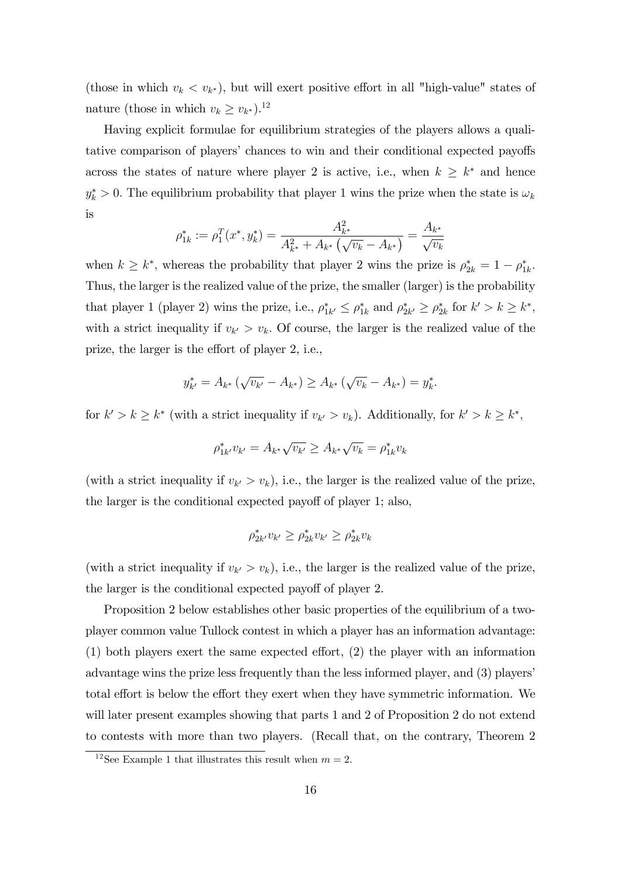(those in which $v_k < v_{k^*}$), but will exert positive effort in all "high-value" states of nature (those in which $v_k \geq v_{k^*}$).[12]

Having explicit formulae for equilibrium strategies of the players allows a qualitative comparison of players' chances to win and their conditional expected payoffs across the states of nature where player 2 is active, i.e., when $k \geq k^*$ and hence $y_k^* > 0$. The equilibrium probability that player 1 wins the prize when the state is $\omega_k$ is

$$\rho_{1k}^* := \rho_1^T(x^*, y_k^*) = \frac{A_{k^*}^2}{A_{k^*}^2 + A_{k^*}\left(\sqrt{v_k} - A_{k^*}\right)} = \frac{A_{k^*}}{\sqrt{v_k}}$$

when $k \geq k^*$, whereas the probability that player 2 wins the prize is $\rho_{2k}^* = 1 - \rho_{1k}^*$. Thus, the larger is the realized value of the prize, the smaller (larger) is the probability that player 1 (player 2) wins the prize, i.e., $\rho_{1k'}^* \leq \rho_{1k}^*$ and $\rho_{2k'}^* \geq \rho_{2k}^*$ for $k' > k \geq k^*$, with a strict inequality if $v_{k'} > v_k$. Of course, the larger is the realized value of the prize, the larger is the effort of player 2, i.e.,

$$y_{k'}^* = A_{k^*}\left(\sqrt{v_{k'}} - A_{k^*}\right) \geq A_{k^*}\left(\sqrt{v_k} - A_{k^*}\right) = y_k^*.$$

for $k' > k \geq k^*$ (with a strict inequality if $v_{k'} > v_k$). Additionally, for $k' > k \geq k^*$,

$$\rho_{1k'}^* v_{k'} = A_{k^*}\sqrt{v_{k'}} \geq A_{k^*}\sqrt{v_k} = \rho_{1k}^* v_k$$

(with a strict inequality if $v_{k'} > v_k$), i.e., the larger is the realized value of the prize, the larger is the conditional expected payoff of player 1; also,

$$\rho_{2k'}^* v_{k'} \geq \rho_{2k}^* v_{k'} \geq \rho_{2k}^* v_k$$

(with a strict inequality if $v_{k'} > v_k$), i.e., the larger is the realized value of the prize, the larger is the conditional expected payoff of player 2.

Proposition 2 below establishes other basic properties of the equilibrium of a two-player common value Tullock contest in which a player has an information advantage: (1) both players exert the same expected effort, (2) the player with an information advantage wins the prize less frequently than the less informed player, and (3) players' total effort is below the effort they exert when they have symmetric information. We will later present examples showing that parts 1 and 2 of Proposition 2 do not extend to contests with more than two players. (Recall that, on the contrary, Theorem 2

[12] See Example 1 that illustrates this result when $m = 2$.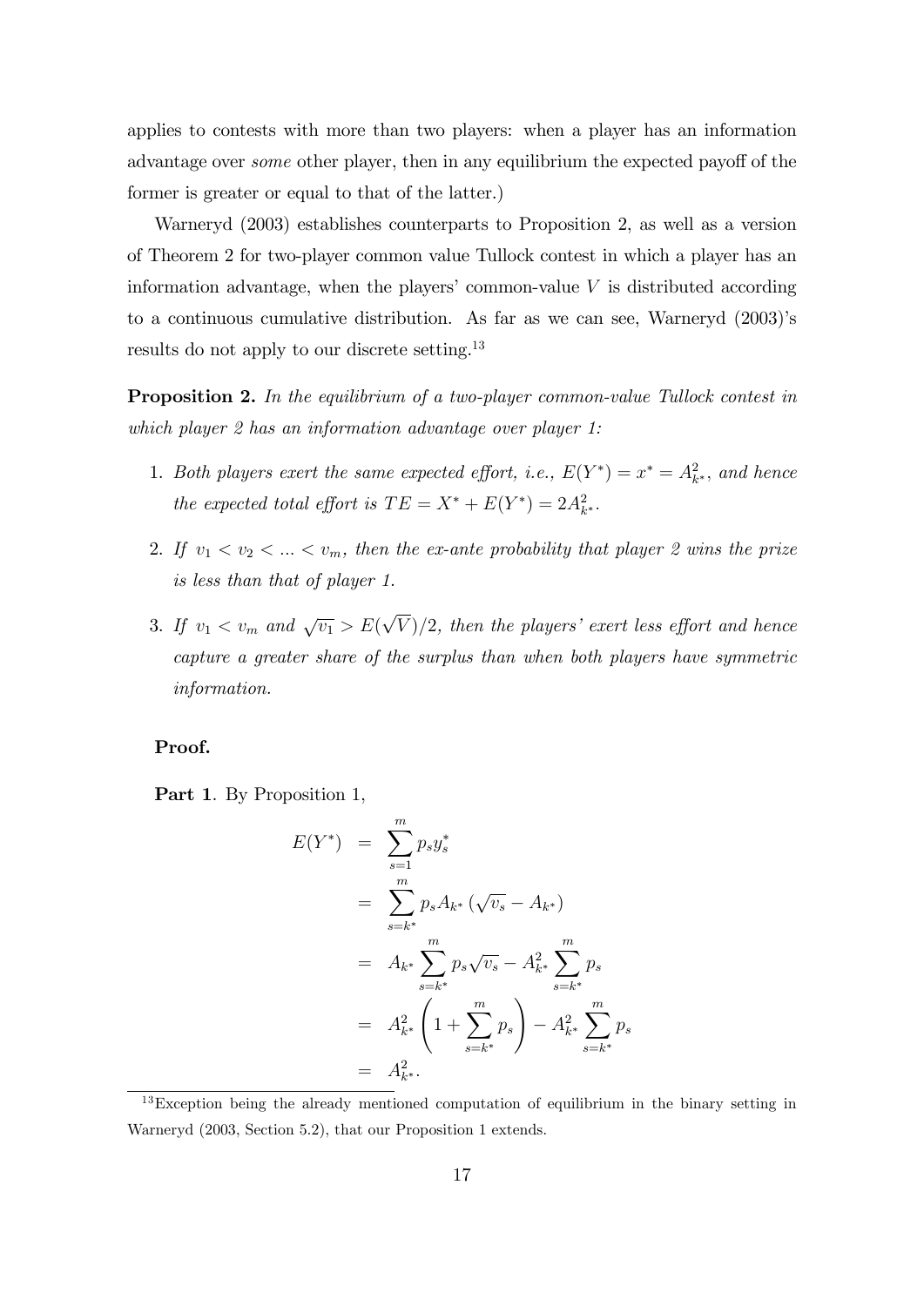applies to contests with more than two players: when a player has an information advantage over *some* other player, then in any equilibrium the expected payoff of the former is greater or equal to that of the latter.)

Warneryd (2003) establishes counterparts to Proposition 2, as well as a version of Theorem 2 for two-player common value Tullock contest in which a player has an information advantage, when the players' common-value $V$ is distributed according to a continuous cumulative distribution. As far as we can see, Warneryd (2003)'s results do not apply to our discrete setting.[13]

**Proposition 2.** *In the equilibrium of a two-player common-value Tullock contest in which player 2 has an information advantage over player 1:*

1. *Both players exert the same expected effort, i.e.,* $E(Y^*) = x^* = A_{k^*}^2$*, and hence the expected total effort is* $TE = X^* + E(Y^*) = 2A_{k^*}^2$*.*
2. *If* $v_1 < v_2 < ... < v_m$*, then the ex-ante probability that player 2 wins the prize is less than that of player 1.*
3. *If* $v_1 < v_m$ *and* $\sqrt{v_1} > E(\sqrt{V})/2$*, then the players' exert less effort and hence capture a greater share of the surplus than when both players have symmetric information.*

**Proof.**

**Part 1**. By Proposition 1,

$$
\begin{aligned}
E(Y^*) &= \sum_{s=1}^{m} p_s y_s^* \\
&= \sum_{s=k^*}^{m} p_s A_{k^*} \left(\sqrt{v_s} - A_{k^*}\right) \\
&= A_{k^*} \sum_{s=k^*}^{m} p_s \sqrt{v_s} - A_{k^*}^2 \sum_{s=k^*}^{m} p_s \\
&= A_{k^*}^2 \left(1 + \sum_{s=k^*}^{m} p_s\right) - A_{k^*}^2 \sum_{s=k^*}^{m} p_s \\
&= A_{k^*}^2.
\end{aligned}
$$

[13] Exception being the already mentioned computation of equilibrium in the binary setting in Warneryd (2003, Section 5.2), that our Proposition 1 extends.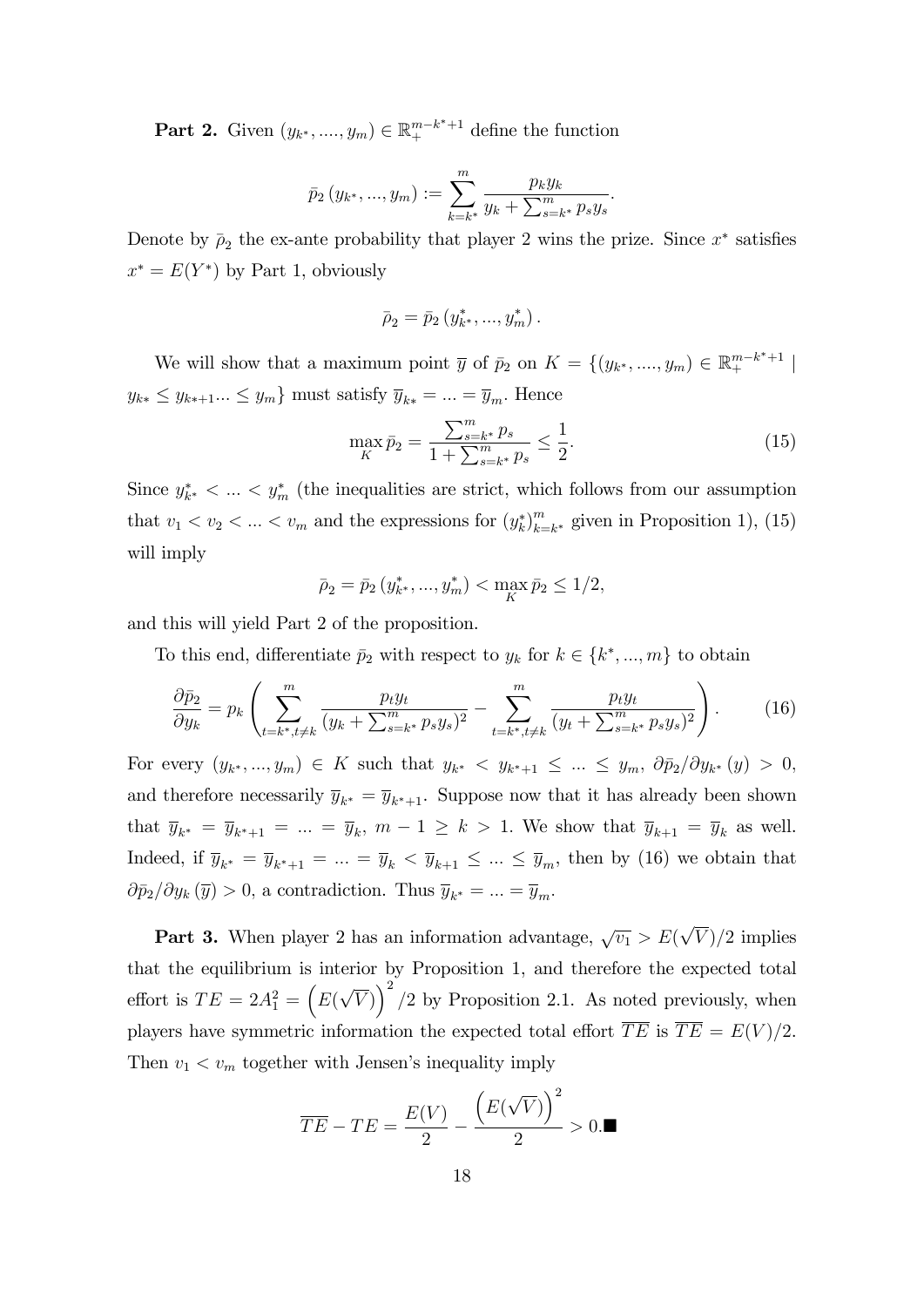**Part 2.** Given $(y_{k^*}, ...., y_m) \in \mathbb{R}_+^{m-k^*+1}$ define the function

$$\bar{p}_2(y_{k^*}, ..., y_m) := \sum_{k=k^*}^{m} \frac{p_k y_k}{y_k + \sum_{s=k^*}^{m} p_s y_s}.$$

Denote by $\bar{\rho}_2$ the ex-ante probability that player 2 wins the prize. Since $x^*$ satisfies $x^* = E(Y^*)$ by Part 1, obviously

$$\bar{\rho}_2 = \bar{p}_2(y_{k^*}^*, ..., y_m^*).$$

We will show that a maximum point $\overline{y}$ of $\bar{p}_2$ on $K = \{(y_{k^*}, ...., y_m) \in \mathbb{R}_+^{m-k^*+1} \mid y_{k*} \le y_{k*+1} ... \le y_m\}$ must satisfy $\overline{y}_{k*} = ... = \overline{y}_m$. Hence

$$\max_K \bar{p}_2 = \frac{\sum_{s=k^*}^{m} p_s}{1 + \sum_{s=k^*}^{m} p_s} \le \frac{1}{2}. \tag{15}$$

Since $y_{k^*}^* < ... < y_m^*$ (the inequalities are strict, which follows from our assumption that $v_1 < v_2 < ... < v_m$ and the expressions for $(y_k^*)_{k=k^*}^m$ given in Proposition 1), (15) will imply

$$\bar{\rho}_2 = \bar{p}_2(y_{k^*}^*, ..., y_m^*) < \max_K \bar{p}_2 \le 1/2,$$

and this will yield Part 2 of the proposition.

To this end, differentiate $\bar{p}_2$ with respect to $y_k$ for $k \in \{k^*, ..., m\}$ to obtain

$$\frac{\partial \bar{p}_2}{\partial y_k} = p_k \left( \sum_{t=k^*, t \ne k}^{m} \frac{p_t y_t}{(y_k + \sum_{s=k^*}^{m} p_s y_s)^2} - \sum_{t=k^*, t \ne k}^{m} \frac{p_t y_t}{(y_t + \sum_{s=k^*}^{m} p_s y_s)^2} \right). \tag{16}$$

For every $(y_{k^*}, ..., y_m) \in K$ such that $y_{k^*} < y_{k^*+1} \le ... \le y_m$, $\partial \bar{p}_2 / \partial y_{k^*}(y) > 0$, and therefore necessarily $\overline{y}_{k^*} = \overline{y}_{k^*+1}$. Suppose now that it has already been shown that $\overline{y}_{k^*} = \overline{y}_{k^*+1} = ... = \overline{y}_k$, $m-1 \ge k > 1$. We show that $\overline{y}_{k+1} = \overline{y}_k$ as well. Indeed, if $\overline{y}_{k^*} = \overline{y}_{k^*+1} = ... = \overline{y}_k < \overline{y}_{k+1} \le ... \le \overline{y}_m$, then by (16) we obtain that $\partial \bar{p}_2 / \partial y_k(\overline{y}) > 0$, a contradiction. Thus $\overline{y}_{k^*} = ... = \overline{y}_m$.

**Part 3.** When player 2 has an information advantage, $\sqrt{v_1} > E(\sqrt{V})/2$ implies that the equilibrium is interior by Proposition 1, and therefore the expected total effort is $TE = 2A_1^2 = \left(E(\sqrt{V})\right)^2/2$ by Proposition 2.1. As noted previously, when players have symmetric information the expected total effort $\overline{TE}$ is $\overline{TE} = E(V)/2$. Then $v_1 < v_m$ together with Jensen's inequality imply

$$\overline{TE} - TE = \frac{E(V)}{2} - \frac{\left(E(\sqrt{V})\right)^2}{2} > 0. \blacksquare$$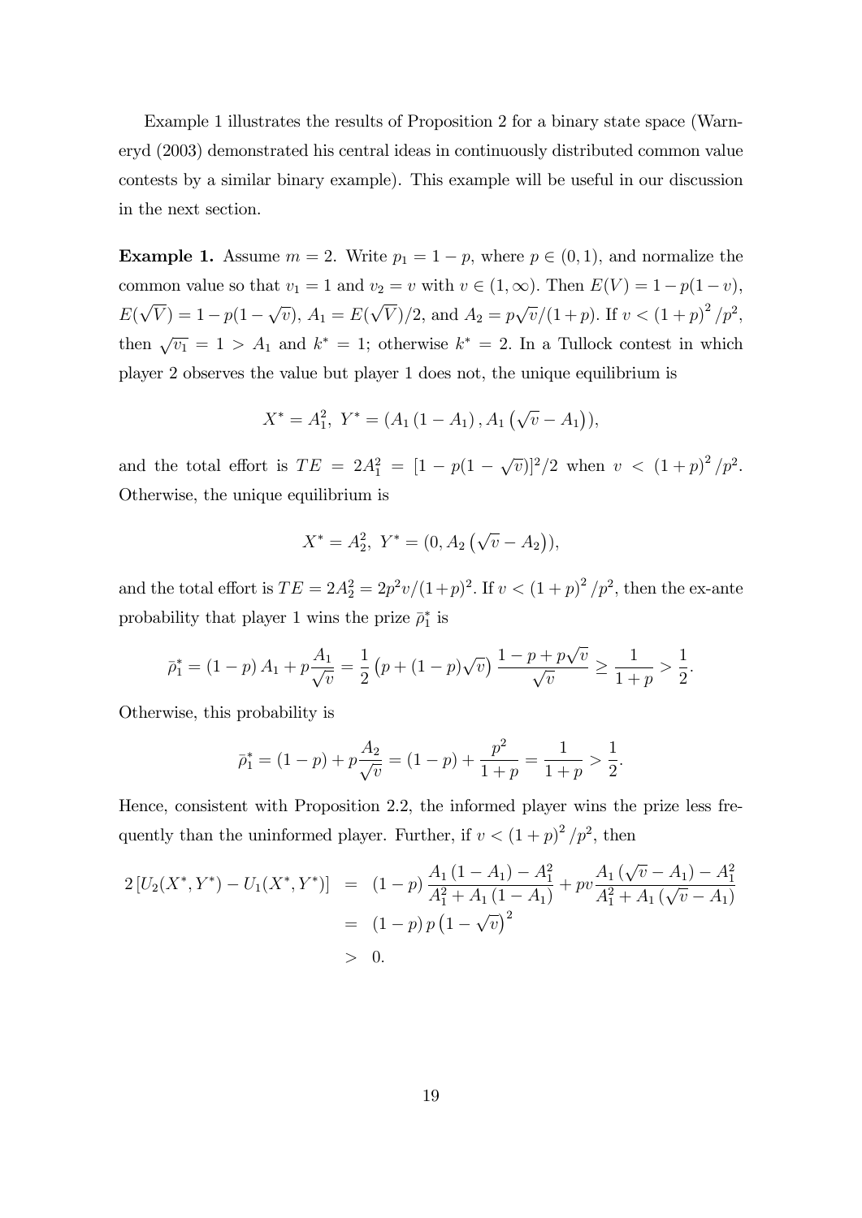Example 1 illustrates the results of Proposition 2 for a binary state space (Warneryd (2003) demonstrated his central ideas in continuously distributed common value contests by a similar binary example). This example will be useful in our discussion in the next section.

**Example 1.** Assume $m = 2$. Write $p_1 = 1 - p$, where $p \in (0, 1)$, and normalize the common value so that $v_1 = 1$ and $v_2 = v$ with $v \in (1, \infty)$. Then $E(V) = 1 - p(1 - v)$, $E(\sqrt{V}) = 1 - p(1 - \sqrt{v})$, $A_1 = E(\sqrt{V})/2$, and $A_2 = p\sqrt{v}/(1 + p)$. If $v < (1 + p)^2/p^2$, then $\sqrt{v_1} = 1 > A_1$ and $k^* = 1$; otherwise $k^* = 2$. In a Tullock contest in which player 2 observes the value but player 1 does not, the unique equilibrium is

$$X^* = A_1^2,\ Y^* = (A_1(1 - A_1), A_1(\sqrt{v} - A_1)),$$

and the total effort is $TE = 2A_1^2 = [1 - p(1 - \sqrt{v})]^2/2$ when $v < (1 + p)^2/p^2$. Otherwise, the unique equilibrium is

$$X^* = A_2^2,\ Y^* = (0, A_2(\sqrt{v} - A_2)),$$

and the total effort is $TE = 2A_2^2 = 2p^2 v/(1+p)^2$. If $v < (1 + p)^2/p^2$, then the ex-ante probability that player 1 wins the prize $\bar{\rho}_1^*$ is

$$\bar{\rho}_1^* = (1 - p)A_1 + p\frac{A_1}{\sqrt{v}} = \frac{1}{2}\left(p + (1 - p)\sqrt{v}\right)\frac{1 - p + p\sqrt{v}}{\sqrt{v}} \geq \frac{1}{1 + p} > \frac{1}{2}.$$

Otherwise, this probability is

$$\bar{\rho}_1^* = (1 - p) + p\frac{A_2}{\sqrt{v}} = (1 - p) + \frac{p^2}{1 + p} = \frac{1}{1 + p} > \frac{1}{2}.$$

Hence, consistent with Proposition 2.2, the informed player wins the prize less frequently than the uninformed player. Further, if $v < (1 + p)^2/p^2$, then

$$\begin{aligned} 2\left[U_2(X^*, Y^*) - U_1(X^*, Y^*)\right] &= (1 - p)\frac{A_1(1 - A_1) - A_1^2}{A_1^2 + A_1(1 - A_1)} + pv\frac{A_1(\sqrt{v} - A_1) - A_1^2}{A_1^2 + A_1(\sqrt{v} - A_1)} \\ &= (1 - p)p\left(1 - \sqrt{v}\right)^2 \\ &> 0. \end{aligned}$$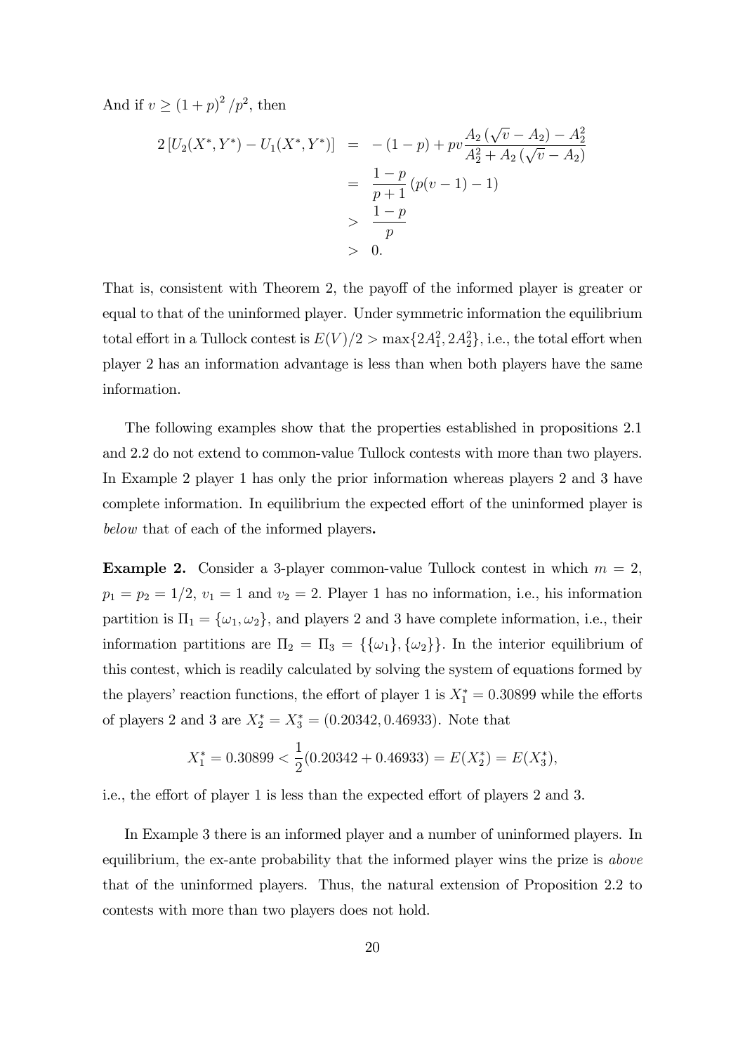And if $v \geq (1+p)^2/p^2$, then

$$
\begin{aligned}
2\left[U_2(X^*,Y^*) - U_1(X^*,Y^*)\right] &= -(1-p) + pv\frac{A_2\left(\sqrt{v}-A_2\right)-A_2^2}{A_2^2+A_2\left(\sqrt{v}-A_2\right)} \\
&= \frac{1-p}{p+1}\left(p(v-1)-1\right) \\
&> \frac{1-p}{p} \\
&> 0.
\end{aligned}
$$

That is, consistent with Theorem 2, the payoff of the informed player is greater or equal to that of the uninformed player. Under symmetric information the equilibrium total effort in a Tullock contest is $E(V)/2 > \max\{2A_1^2, 2A_2^2\}$, i.e., the total effort when player 2 has an information advantage is less than when both players have the same information.

The following examples show that the properties established in propositions 2.1 and 2.2 do not extend to common-value Tullock contests with more than two players. In Example 2 player 1 has only the prior information whereas players 2 and 3 have complete information. In equilibrium the expected effort of the uninformed player is *below* that of each of the informed players**.**

**Example 2.** Consider a 3-player common-value Tullock contest in which $m = 2$, $p_1 = p_2 = 1/2$, $v_1 = 1$ and $v_2 = 2$. Player 1 has no information, i.e., his information partition is $\Pi_1 = \{\omega_1, \omega_2\}$, and players 2 and 3 have complete information, i.e., their information partitions are $\Pi_2 = \Pi_3 = \{\{\omega_1\}, \{\omega_2\}\}$. In the interior equilibrium of this contest, which is readily calculated by solving the system of equations formed by the players' reaction functions, the effort of player 1 is $X_1^* = 0.30899$ while the efforts of players 2 and 3 are $X_2^* = X_3^* = (0.20342, 0.46933)$. Note that

$$
X_1^* = 0.30899 < \frac{1}{2}(0.20342 + 0.46933) = E(X_2^*) = E(X_3^*),
$$

i.e., the effort of player 1 is less than the expected effort of players 2 and 3.

In Example 3 there is an informed player and a number of uninformed players. In equilibrium, the ex-ante probability that the informed player wins the prize is *above* that of the uninformed players. Thus, the natural extension of Proposition 2.2 to contests with more than two players does not hold.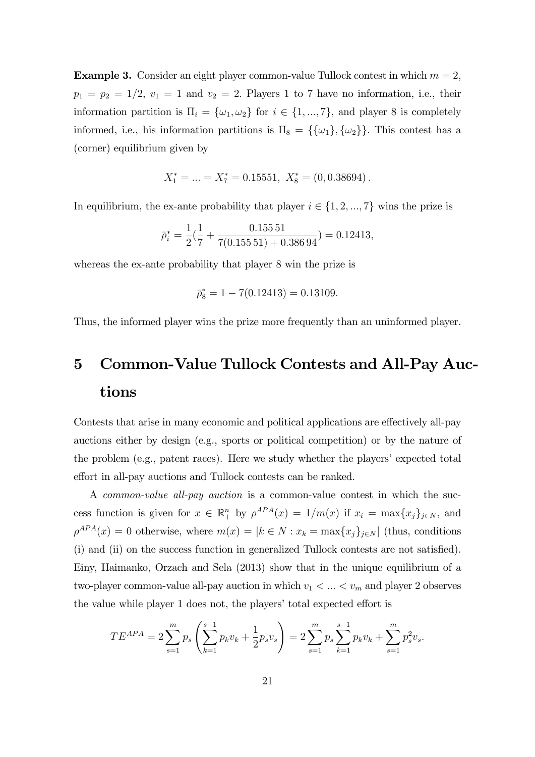**Example 3.** Consider an eight player common-value Tullock contest in which $m = 2$, $p_1 = p_2 = 1/2$, $v_1 = 1$ and $v_2 = 2$. Players 1 to 7 have no information, i.e., their information partition is $\Pi_i = \{\omega_1, \omega_2\}$ for $i \in \{1, ..., 7\}$, and player 8 is completely informed, i.e., his information partitions is $\Pi_8 = \{\{\omega_1\}, \{\omega_2\}\}$. This contest has a (corner) equilibrium given by

$$X_1^* = ... = X_7^* = 0.15551, \ X_8^* = (0, 0.38694).$$

In equilibrium, the ex-ante probability that player $i \in \{1, 2, ..., 7\}$ wins the prize is

$$\bar{\rho}_i^* = \frac{1}{2}(\frac{1}{7} + \frac{0.155\,51}{7(0.155\,51) + 0.386\,94}) = 0.12413,$$

whereas the ex-ante probability that player 8 win the prize is

$$\bar{\rho}_8^* = 1 - 7(0.12413) = 0.13109.$$

Thus, the informed player wins the prize more frequently than an uninformed player.

# 5 Common-Value Tullock Contests and All-Pay Auctions

Contests that arise in many economic and political applications are effectively all-pay auctions either by design (e.g., sports or political competition) or by the nature of the problem (e.g., patent races). Here we study whether the players' expected total effort in all-pay auctions and Tullock contests can be ranked.

A *common-value all-pay auction* is a common-value contest in which the success function is given for $x \in \mathbb{R}_+^n$ by $\rho^{APA}(x) = 1/m(x)$ if $x_i = \max\{x_j\}_{j \in N}$, and $\rho^{APA}(x) = 0$ otherwise, where $m(x) = |k \in N : x_k = \max\{x_j\}_{j \in N}|$ (thus, conditions (i) and (ii) on the success function in generalized Tullock contests are not satisfied). Einy, Haimanko, Orzach and Sela (2013) show that in the unique equilibrium of a two-player common-value all-pay auction in which $v_1 < ... < v_m$ and player 2 observes the value while player 1 does not, the players' total expected effort is

$$TE^{APA} = 2\sum_{s=1}^{m} p_s \left( \sum_{k=1}^{s-1} p_k v_k + \frac{1}{2} p_s v_s \right) = 2\sum_{s=1}^{m} p_s \sum_{k=1}^{s-1} p_k v_k + \sum_{s=1}^{m} p_s^2 v_s.$$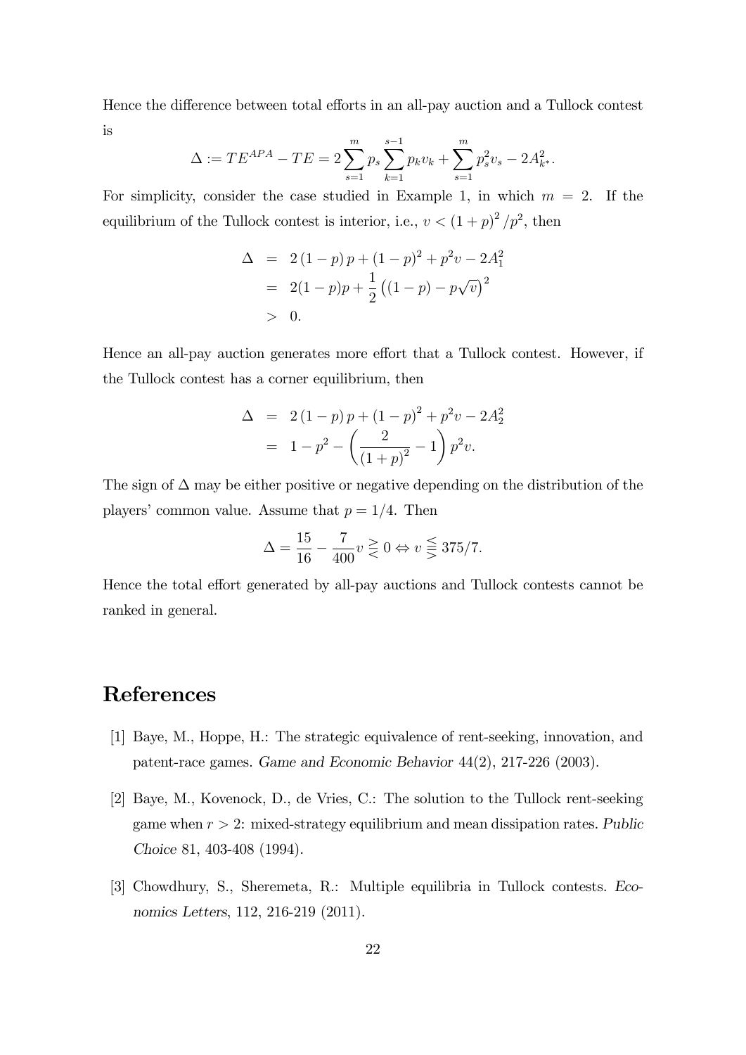Hence the difference between total efforts in an all-pay auction and a Tullock contest is

$$\Delta := TE^{APA} - TE = 2\sum_{s=1}^{m} p_s \sum_{k=1}^{s-1} p_k v_k + \sum_{s=1}^{m} p_s^2 v_s - 2A_{k^*}^2.$$

For simplicity, consider the case studied in Example 1, in which $m = 2$. If the equilibrium of the Tullock contest is interior, i.e., $v < (1+p)^2/p^2$, then

$$\begin{aligned}
\Delta &= 2(1-p)p + (1-p)^2 + p^2 v - 2A_1^2 \\
&= 2(1-p)p + \frac{1}{2}\left((1-p) - p\sqrt{v}\right)^2 \\
&> 0.
\end{aligned}$$

Hence an all-pay auction generates more effort that a Tullock contest. However, if the Tullock contest has a corner equilibrium, then

$$\begin{aligned}
\Delta &= 2(1-p)p + (1-p)^2 + p^2 v - 2A_2^2 \\
&= 1 - p^2 - \left(\frac{2}{(1+p)^2} - 1\right) p^2 v.
\end{aligned}$$

The sign of $\Delta$ may be either positive or negative depending on the distribution of the players' common value. Assume that $p = 1/4$. Then

$$\Delta = \frac{15}{16} - \frac{7}{400}v \gtreqless 0 \Leftrightarrow v \lesseqgtr 375/7.$$

Hence the total effort generated by all-pay auctions and Tullock contests cannot be ranked in general.

# References

[1] Baye, M., Hoppe, H.: The strategic equivalence of rent-seeking, innovation, and patent-race games. *Game and Economic Behavior* 44(2), 217-226 (2003).

[2] Baye, M., Kovenock, D., de Vries, C.: The solution to the Tullock rent-seeking game when $r > 2$: mixed-strategy equilibrium and mean dissipation rates. *Public Choice* 81, 403-408 (1994).

[3] Chowdhury, S., Sheremeta, R.: Multiple equilibria in Tullock contests. *Economics Letters*, 112, 216-219 (2011).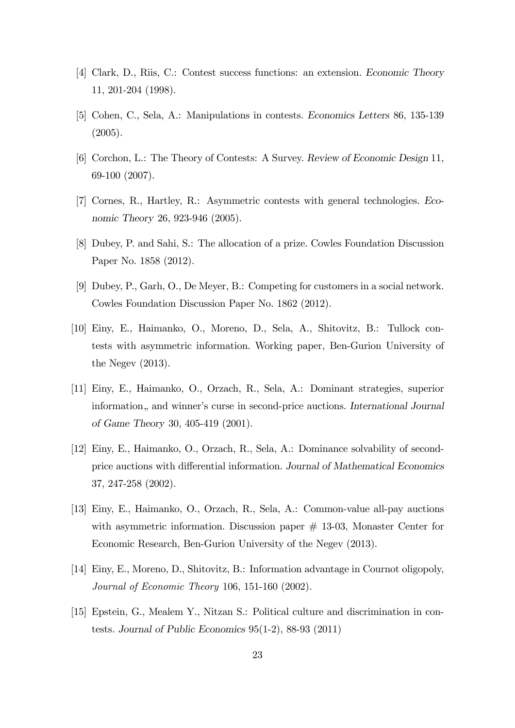[4] Clark, D., Riis, C.: Contest success functions: an extension. *Economic Theory* 11, 201-204 (1998).

[5] Cohen, C., Sela, A.: Manipulations in contests. *Economics Letters* 86, 135-139 (2005).

[6] Corchon, L.: The Theory of Contests: A Survey. *Review of Economic Design* 11, 69-100 (2007).

[7] Cornes, R., Hartley, R.: Asymmetric contests with general technologies. *Economic Theory* 26, 923-946 (2005).

[8] Dubey, P. and Sahi, S.: The allocation of a prize. Cowles Foundation Discussion Paper No. 1858 (2012).

[9] Dubey, P., Garh, O., De Meyer, B.: Competing for customers in a social network. Cowles Foundation Discussion Paper No. 1862 (2012).

[10] Einy, E., Haimanko, O., Moreno, D., Sela, A., Shitovitz, B.: Tullock contests with asymmetric information. Working paper, Ben-Gurion University of the Negev (2013).

[11] Einy, E., Haimanko, O., Orzach, R., Sela, A.: Dominant strategies, superior information„ and winner's curse in second-price auctions. *International Journal of Game Theory* 30, 405-419 (2001).

[12] Einy, E., Haimanko, O., Orzach, R., Sela, A.: Dominance solvability of second-price auctions with differential information. *Journal of Mathematical Economics* 37, 247-258 (2002).

[13] Einy, E., Haimanko, O., Orzach, R., Sela, A.: Common-value all-pay auctions with asymmetric information. Discussion paper # 13-03, Monaster Center for Economic Research, Ben-Gurion University of the Negev (2013).

[14] Einy, E., Moreno, D., Shitovitz, B.: Information advantage in Cournot oligopoly, *Journal of Economic Theory* 106, 151-160 (2002).

[15] Epstein, G., Mealem Y., Nitzan S.: Political culture and discrimination in contests. *Journal of Public Economics* 95(1-2), 88-93 (2011)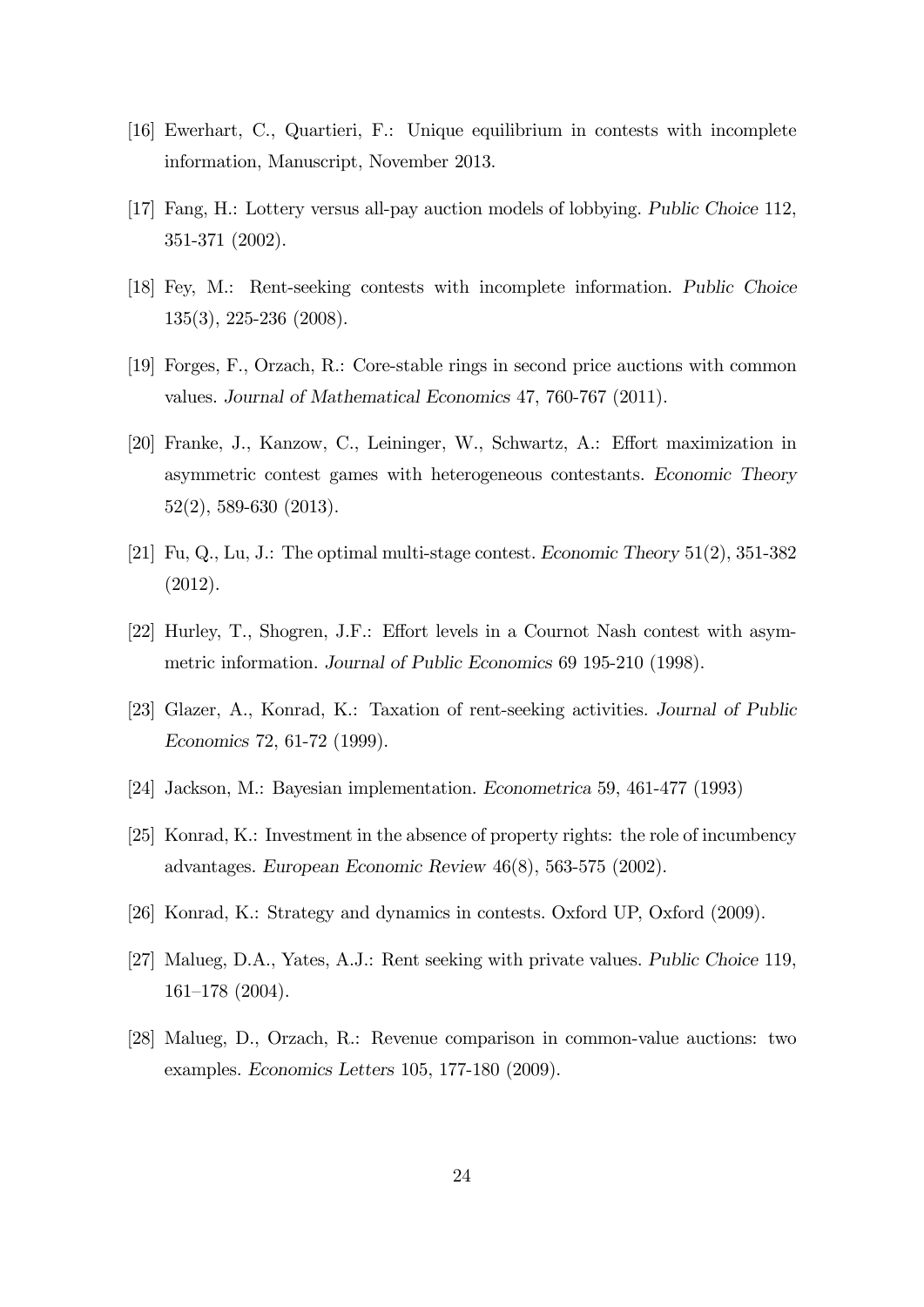[16] Ewerhart, C., Quartieri, F.: Unique equilibrium in contests with incomplete information, Manuscript, November 2013.

[17] Fang, H.: Lottery versus all-pay auction models of lobbying. *Public Choice* 112, 351-371 (2002).

[18] Fey, M.: Rent-seeking contests with incomplete information. *Public Choice* 135(3), 225-236 (2008).

[19] Forges, F., Orzach, R.: Core-stable rings in second price auctions with common values. *Journal of Mathematical Economics* 47, 760-767 (2011).

[20] Franke, J., Kanzow, C., Leininger, W., Schwartz, A.: Effort maximization in asymmetric contest games with heterogeneous contestants. *Economic Theory* 52(2), 589-630 (2013).

[21] Fu, Q., Lu, J.: The optimal multi-stage contest. *Economic Theory* 51(2), 351-382 (2012).

[22] Hurley, T., Shogren, J.F.: Effort levels in a Cournot Nash contest with asymmetric information. *Journal of Public Economics* 69 195-210 (1998).

[23] Glazer, A., Konrad, K.: Taxation of rent-seeking activities. *Journal of Public Economics* 72, 61-72 (1999).

[24] Jackson, M.: Bayesian implementation. *Econometrica* 59, 461-477 (1993)

[25] Konrad, K.: Investment in the absence of property rights: the role of incumbency advantages. *European Economic Review* 46(8), 563-575 (2002).

[26] Konrad, K.: Strategy and dynamics in contests. Oxford UP, Oxford (2009).

[27] Malueg, D.A., Yates, A.J.: Rent seeking with private values. *Public Choice* 119, 161–178 (2004).

[28] Malueg, D., Orzach, R.: Revenue comparison in common-value auctions: two examples. *Economics Letters* 105, 177-180 (2009).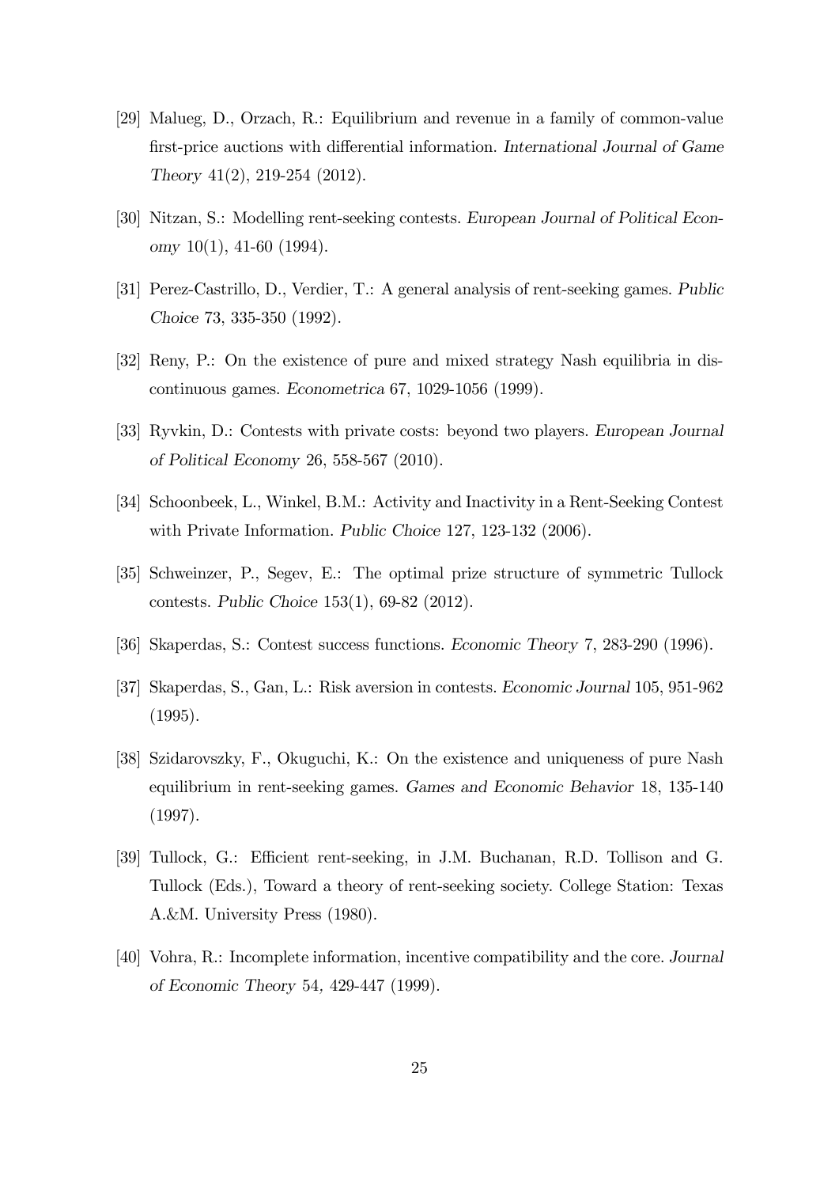[29] Malueg, D., Orzach, R.: Equilibrium and revenue in a family of common-value first-price auctions with differential information. *International Journal of Game Theory* 41(2), 219-254 (2012).

[30] Nitzan, S.: Modelling rent-seeking contests. *European Journal of Political Economy* 10(1), 41-60 (1994).

[31] Perez-Castrillo, D., Verdier, T.: A general analysis of rent-seeking games. *Public Choice* 73, 335-350 (1992).

[32] Reny, P.: On the existence of pure and mixed strategy Nash equilibria in discontinuous games. *Econometrica* 67, 1029-1056 (1999).

[33] Ryvkin, D.: Contests with private costs: beyond two players. *European Journal of Political Economy* 26, 558-567 (2010).

[34] Schoonbeek, L., Winkel, B.M.: Activity and Inactivity in a Rent-Seeking Contest with Private Information. *Public Choice* 127, 123-132 (2006).

[35] Schweinzer, P., Segev, E.: The optimal prize structure of symmetric Tullock contests. *Public Choice* 153(1), 69-82 (2012).

[36] Skaperdas, S.: Contest success functions. *Economic Theory* 7, 283-290 (1996).

[37] Skaperdas, S., Gan, L.: Risk aversion in contests. *Economic Journal* 105, 951-962 (1995).

[38] Szidarovszky, F., Okuguchi, K.: On the existence and uniqueness of pure Nash equilibrium in rent-seeking games. *Games and Economic Behavior* 18, 135-140 (1997).

[39] Tullock, G.: Efficient rent-seeking, in J.M. Buchanan, R.D. Tollison and G. Tullock (Eds.), Toward a theory of rent-seeking society. College Station: Texas A.&M. University Press (1980).

[40] Vohra, R.: Incomplete information, incentive compatibility and the core. *Journal of Economic Theory* 54, 429-447 (1999).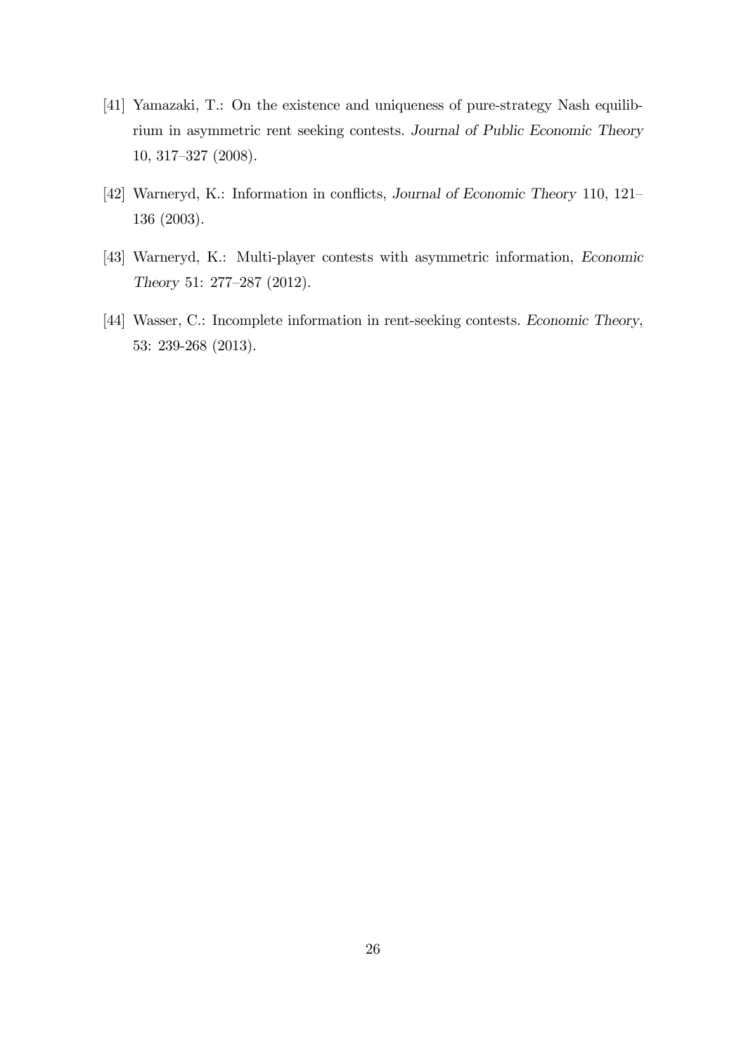[41] Yamazaki, T.: On the existence and uniqueness of pure-strategy Nash equilibrium in asymmetric rent seeking contests. *Journal of Public Economic Theory* 10, 317–327 (2008).

[42] Warneryd, K.: Information in conflicts, *Journal of Economic Theory* 110, 121–136 (2003).

[43] Warneryd, K.: Multi-player contests with asymmetric information, *Economic Theory* 51: 277–287 (2012).

[44] Wasser, C.: Incomplete information in rent-seeking contests. *Economic Theory*, 53: 239-268 (2013).